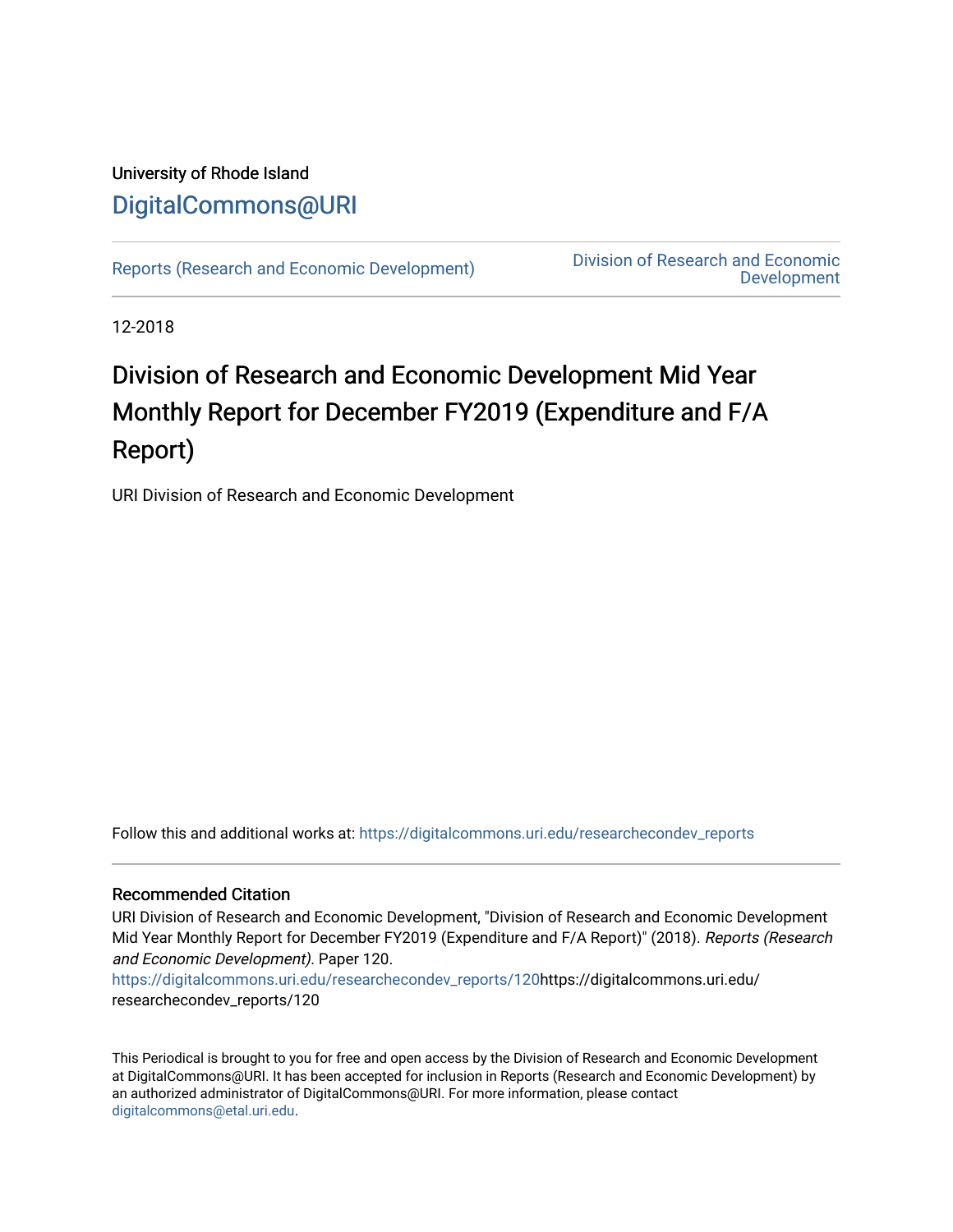University of Rhode Island

DigitalCommons@URI

Reports (Research and Economic Development) | Division of Research and Economic Development

12-2018

# Division of Research and Economic Development Mid Year Monthly Report for December FY2019 (Expenditure and F/A Report)

URI Division of Research and Economic Development

Follow this and additional works at: https://digitalcommons.uri.edu/researchecondev_reports

## Recommended Citation

URI Division of Research and Economic Development, "Division of Research and Economic Development Mid Year Monthly Report for December FY2019 (Expenditure and F/A Report)" (2018). *Reports (Research and Economic Development).* Paper 120.
https://digitalcommons.uri.edu/researchecondev_reports/120https://digitalcommons.uri.edu/researchecondev_reports/120

This Periodical is brought to you for free and open access by the Division of Research and Economic Development at DigitalCommons@URI. It has been accepted for inclusion in Reports (Research and Economic Development) by an authorized administrator of DigitalCommons@URI. For more information, please contact digitalcommons@etal.uri.edu.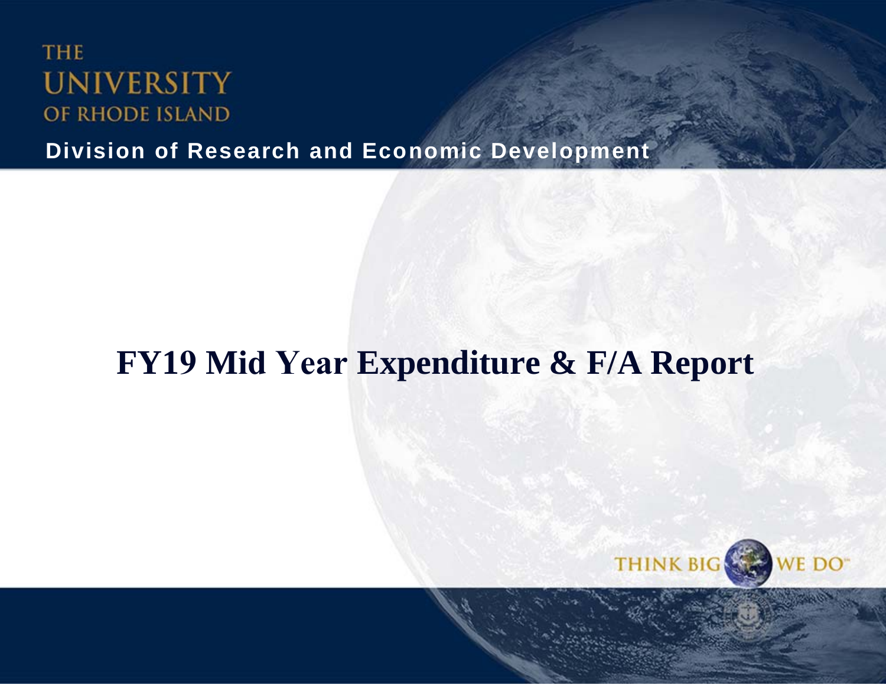THE UNIVERSITY OF RHODE ISLAND

**Division of Research and Economic Development**

# FY19 Mid Year Expenditure & F/A Report

THINK BIG WE DO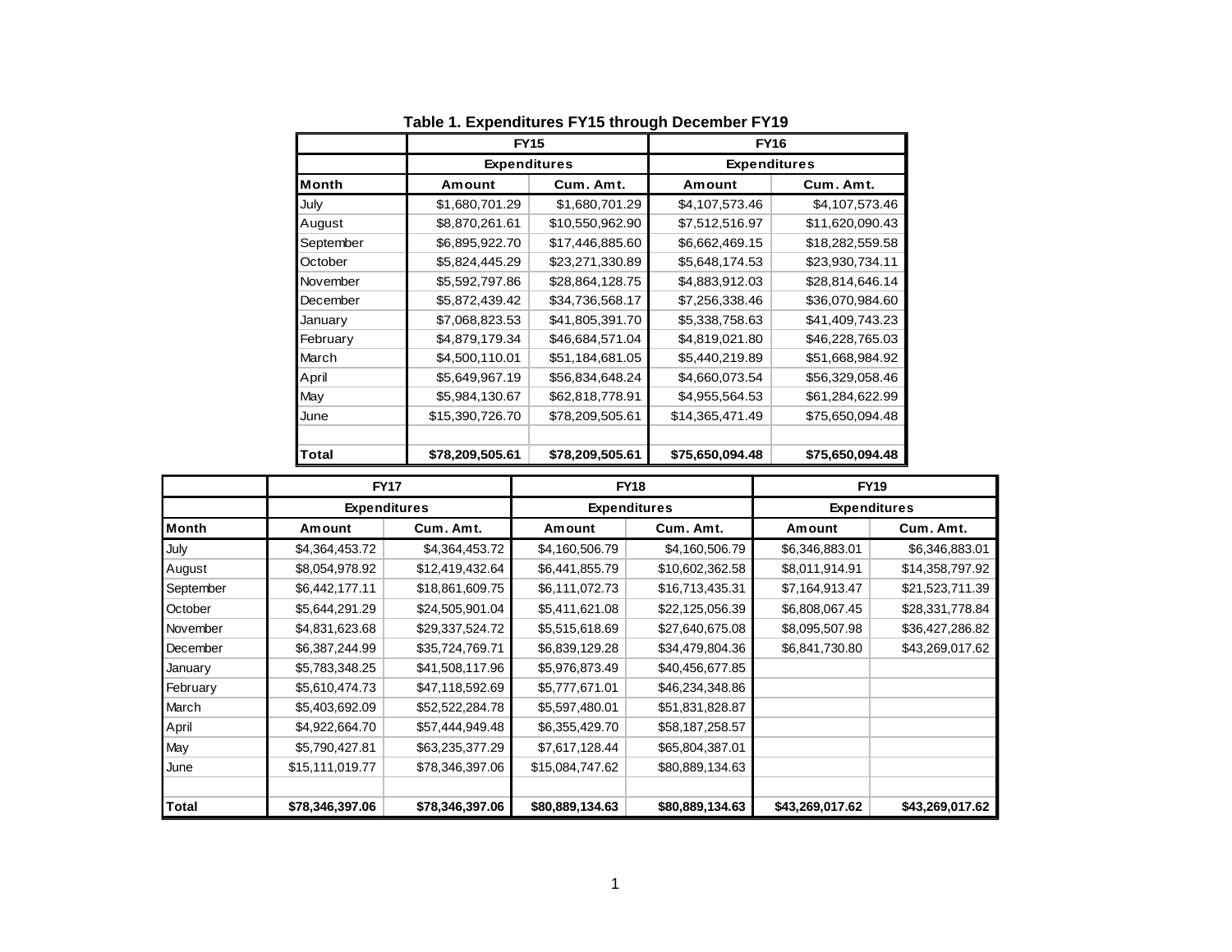**Table 1. Expenditures FY15 through December FY19**

| | FY15 | | FY16 | |
|---|---|---|---|---|
| | Expenditures | | Expenditures | |
| Month | Amount | Cum. Amt. | Amount | Cum. Amt. |
| July | $1,680,701.29 | $1,680,701.29 | $4,107,573.46 | $4,107,573.46 |
| August | $8,870,261.61 | $10,550,962.90 | $7,512,516.97 | $11,620,090.43 |
| September | $6,895,922.70 | $17,446,885.60 | $6,662,469.15 | $18,282,559.58 |
| October | $5,824,445.29 | $23,271,330.89 | $5,648,174.53 | $23,930,734.11 |
| November | $5,592,797.86 | $28,864,128.75 | $4,883,912.03 | $28,814,646.14 |
| December | $5,872,439.42 | $34,736,568.17 | $7,256,338.46 | $36,070,984.60 |
| January | $7,068,823.53 | $41,805,391.70 | $5,338,758.63 | $41,409,743.23 |
| February | $4,879,179.34 | $46,684,571.04 | $4,819,021.80 | $46,228,765.03 |
| March | $4,500,110.01 | $51,184,681.05 | $5,440,219.89 | $51,668,984.92 |
| April | $5,649,967.19 | $56,834,648.24 | $4,660,073.54 | $56,329,058.46 |
| May | $5,984,130.67 | $62,818,778.91 | $4,955,564.53 | $61,284,622.99 |
| June | $15,390,726.70 | $78,209,505.61 | $14,365,471.49 | $75,650,094.48 |
| | | | | |
| **Total** | **$78,209,505.61** | **$78,209,505.61** | **$75,650,094.48** | **$75,650,094.48** |

| | FY17 | | FY18 | | FY19 | |
|---|---|---|---|---|---|---|
| | Expenditures | | Expenditures | | Expenditures | |
| Month | Amount | Cum. Amt. | Amount | Cum. Amt. | Amount | Cum. Amt. |
| July | $4,364,453.72 | $4,364,453.72 | $4,160,506.79 | $4,160,506.79 | $6,346,883.01 | $6,346,883.01 |
| August | $8,054,978.92 | $12,419,432.64 | $6,441,855.79 | $10,602,362.58 | $8,011,914.91 | $14,358,797.92 |
| September | $6,442,177.11 | $18,861,609.75 | $6,111,072.73 | $16,713,435.31 | $7,164,913.47 | $21,523,711.39 |
| October | $5,644,291.29 | $24,505,901.04 | $5,411,621.08 | $22,125,056.39 | $6,808,067.45 | $28,331,778.84 |
| November | $4,831,623.68 | $29,337,524.72 | $5,515,618.69 | $27,640,675.08 | $8,095,507.98 | $36,427,286.82 |
| December | $6,387,244.99 | $35,724,769.71 | $6,839,129.28 | $34,479,804.36 | $6,841,730.80 | $43,269,017.62 |
| January | $5,783,348.25 | $41,508,117.96 | $5,976,873.49 | $40,456,677.85 | | |
| February | $5,610,474.73 | $47,118,592.69 | $5,777,671.01 | $46,234,348.86 | | |
| March | $5,403,692.09 | $52,522,284.78 | $5,597,480.01 | $51,831,828.87 | | |
| April | $4,922,664.70 | $57,444,949.48 | $6,355,429.70 | $58,187,258.57 | | |
| May | $5,790,427.81 | $63,235,377.29 | $7,617,128.44 | $65,804,387.01 | | |
| June | $15,111,019.77 | $78,346,397.06 | $15,084,747.62 | $80,889,134.63 | | |
| | | | | | | |
| **Total** | **$78,346,397.06** | **$78,346,397.06** | **$80,889,134.63** | **$80,889,134.63** | **$43,269,017.62** | **$43,269,017.62** |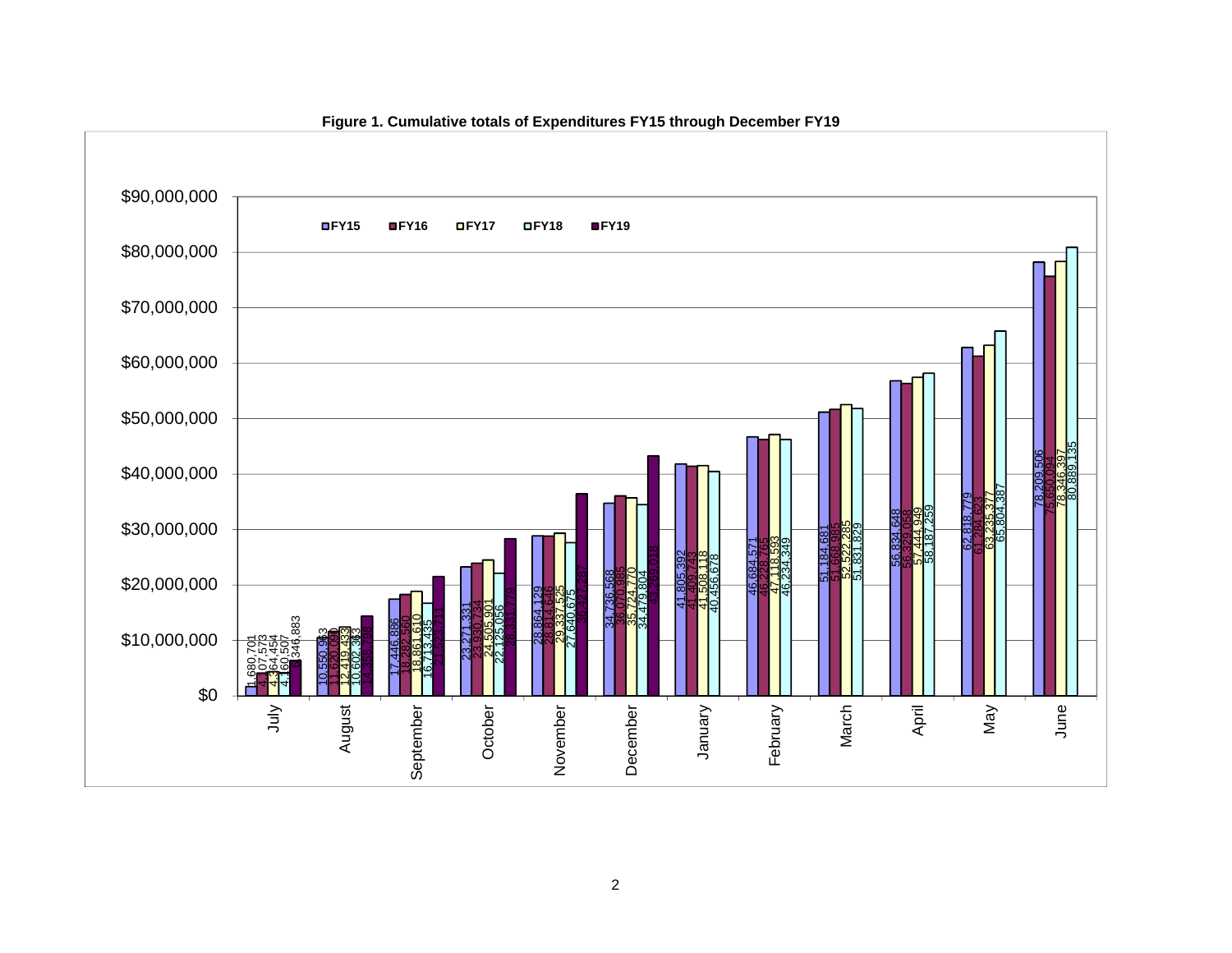**Figure 1. Cumulative totals of Expenditures FY15 through December FY19**

| Month | FY15 | FY16 | FY17 | FY18 | FY19 |
|---|---|---|---|---|---|
| July | 1,680,701 | 4,107,573 | 4,364,454 | 4,160,507 | 6,346,883 |
| August | 10,550,563 | 11,620,090 | 12,419,433 | 10,602,353 | 14,358,766 |
| September | 17,446,886 | 18,282,560 | 18,861,610 | 16,713,435 | 21,523,711 |
| October | 23,271,331 | 23,930,734 | 24,505,901 | 22,125,056 | 28,331,779 |
| November | 28,864,129 | 28,814,646 | 29,337,525 | 27,640,675 | 36,427,287 |
| December | 34,736,568 | 36,070,985 | 35,724,770 | 34,479,804 | 43,259,018 |
| January | 41,805,392 | 41,409,743 | 41,508,118 | 40,456,678 | |
| February | 46,684,571 | 46,228,765 | 47,118,593 | 46,234,349 | |
| March | 51,184,681 | 51,668,985 | 52,522,285 | 51,831,829 | |
| April | 56,834,648 | 56,329,058 | 57,444,949 | 58,187,259 | |
| May | 62,818,779 | 61,284,623 | 63,235,377 | 65,804,387 | |
| June | 78,209,506 | 75,650,094 | 78,346,397 | 80,889,135 | |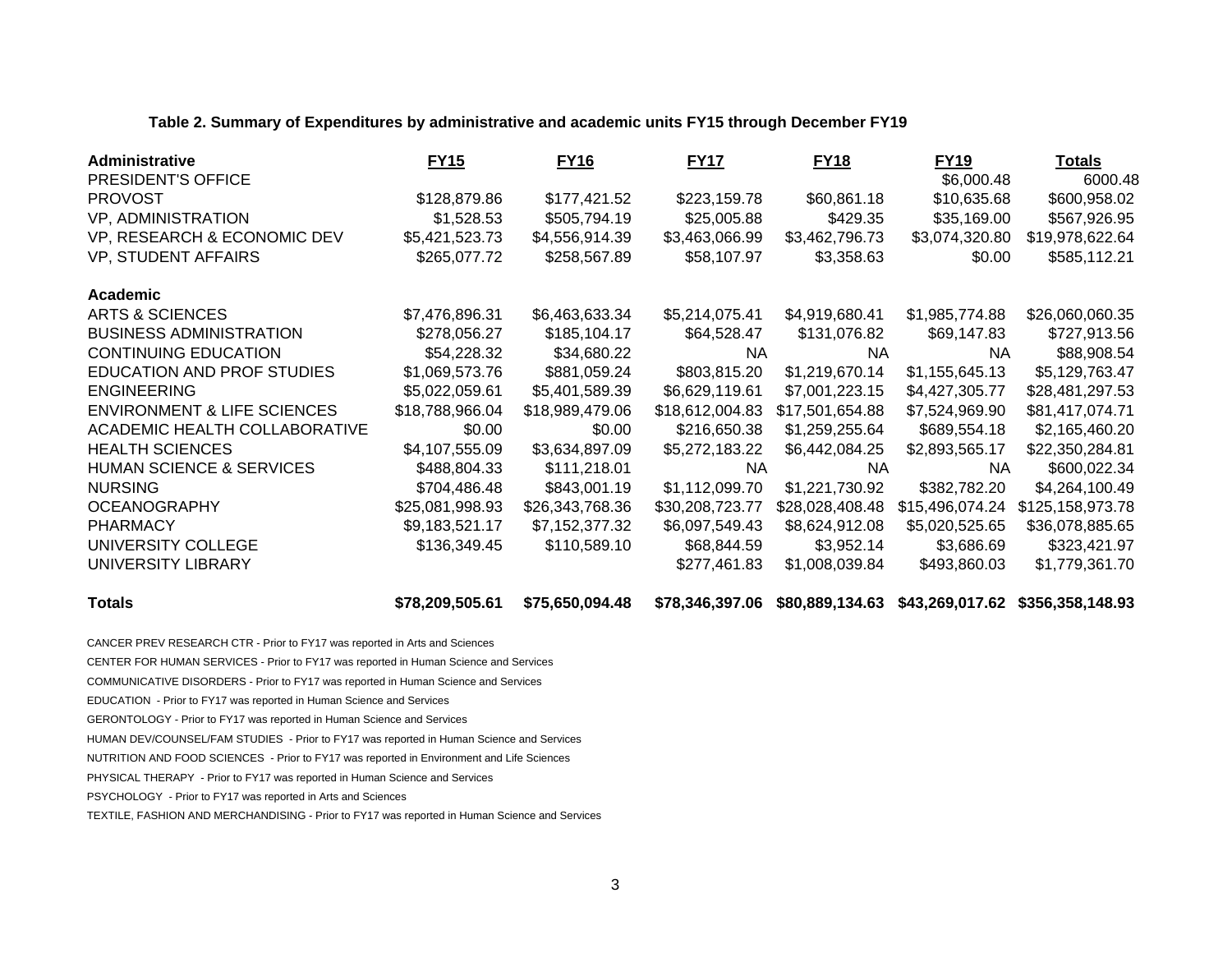**Table 2. Summary of Expenditures by administrative and academic units FY15 through December FY19**

| **Administrative** | **FY15** | **FY16** | **FY17** | **FY18** | **FY19** | **Totals** |
|---|---|---|---|---|---|---|
| PRESIDENT'S OFFICE | | | | | $6,000.48 | 6000.48 |
| PROVOST | $128,879.86 | $177,421.52 | $223,159.78 | $60,861.18 | $10,635.68 | $600,958.02 |
| VP, ADMINISTRATION | $1,528.53 | $505,794.19 | $25,005.88 | $429.35 | $35,169.00 | $567,926.95 |
| VP, RESEARCH & ECONOMIC DEV | $5,421,523.73 | $4,556,914.39 | $3,463,066.99 | $3,462,796.73 | $3,074,320.80 | $19,978,622.64 |
| VP, STUDENT AFFAIRS | $265,077.72 | $258,567.89 | $58,107.97 | $3,358.63 | $0.00 | $585,112.21 |
| **Academic** | | | | | | |
| ARTS & SCIENCES | $7,476,896.31 | $6,463,633.34 | $5,214,075.41 | $4,919,680.41 | $1,985,774.88 | $26,060,060.35 |
| BUSINESS ADMINISTRATION | $278,056.27 | $185,104.17 | $64,528.47 | $131,076.82 | $69,147.83 | $727,913.56 |
| CONTINUING EDUCATION | $54,228.32 | $34,680.22 | NA | NA | NA | $88,908.54 |
| EDUCATION AND PROF STUDIES | $1,069,573.76 | $881,059.24 | $803,815.20 | $1,219,670.14 | $1,155,645.13 | $5,129,763.47 |
| ENGINEERING | $5,022,059.61 | $5,401,589.39 | $6,629,119.61 | $7,001,223.15 | $4,427,305.77 | $28,481,297.53 |
| ENVIRONMENT & LIFE SCIENCES | $18,788,966.04 | $18,989,479.06 | $18,612,004.83 | $17,501,654.88 | $7,524,969.90 | $81,417,074.71 |
| ACADEMIC HEALTH COLLABORATIVE | $0.00 | $0.00 | $216,650.38 | $1,259,255.64 | $689,554.18 | $2,165,460.20 |
| HEALTH SCIENCES | $4,107,555.09 | $3,634,897.09 | $5,272,183.22 | $6,442,084.25 | $2,893,565.17 | $22,350,284.81 |
| HUMAN SCIENCE & SERVICES | $488,804.33 | $111,218.01 | NA | NA | NA | $600,022.34 |
| NURSING | $704,486.48 | $843,001.19 | $1,112,099.70 | $1,221,730.92 | $382,782.20 | $4,264,100.49 |
| OCEANOGRAPHY | $25,081,998.93 | $26,343,768.36 | $30,208,723.77 | $28,028,408.48 | $15,496,074.24 | $125,158,973.78 |
| PHARMACY | $9,183,521.17 | $7,152,377.32 | $6,097,549.43 | $8,624,912.08 | $5,020,525.65 | $36,078,885.65 |
| UNIVERSITY COLLEGE | $136,349.45 | $110,589.10 | $68,844.59 | $3,952.14 | $3,686.69 | $323,421.97 |
| UNIVERSITY LIBRARY | | | $277,461.83 | $1,008,039.84 | $493,860.03 | $1,779,361.70 |
| **Totals** | **$78,209,505.61** | **$75,650,094.48** | **$78,346,397.06** | **$80,889,134.63** | **$43,269,017.62** | **$356,358,148.93** |

CANCER PREV RESEARCH CTR - Prior to FY17 was reported in Arts and Sciences

CENTER FOR HUMAN SERVICES - Prior to FY17 was reported in Human Science and Services

COMMUNICATIVE DISORDERS - Prior to FY17 was reported in Human Science and Services

EDUCATION - Prior to FY17 was reported in Human Science and Services

GERONTOLOGY - Prior to FY17 was reported in Human Science and Services

HUMAN DEV/COUNSEL/FAM STUDIES - Prior to FY17 was reported in Human Science and Services

NUTRITION AND FOOD SCIENCES - Prior to FY17 was reported in Environment and Life Sciences

PHYSICAL THERAPY - Prior to FY17 was reported in Human Science and Services

PSYCHOLOGY - Prior to FY17 was reported in Arts and Sciences

TEXTILE, FASHION AND MERCHANDISING - Prior to FY17 was reported in Human Science and Services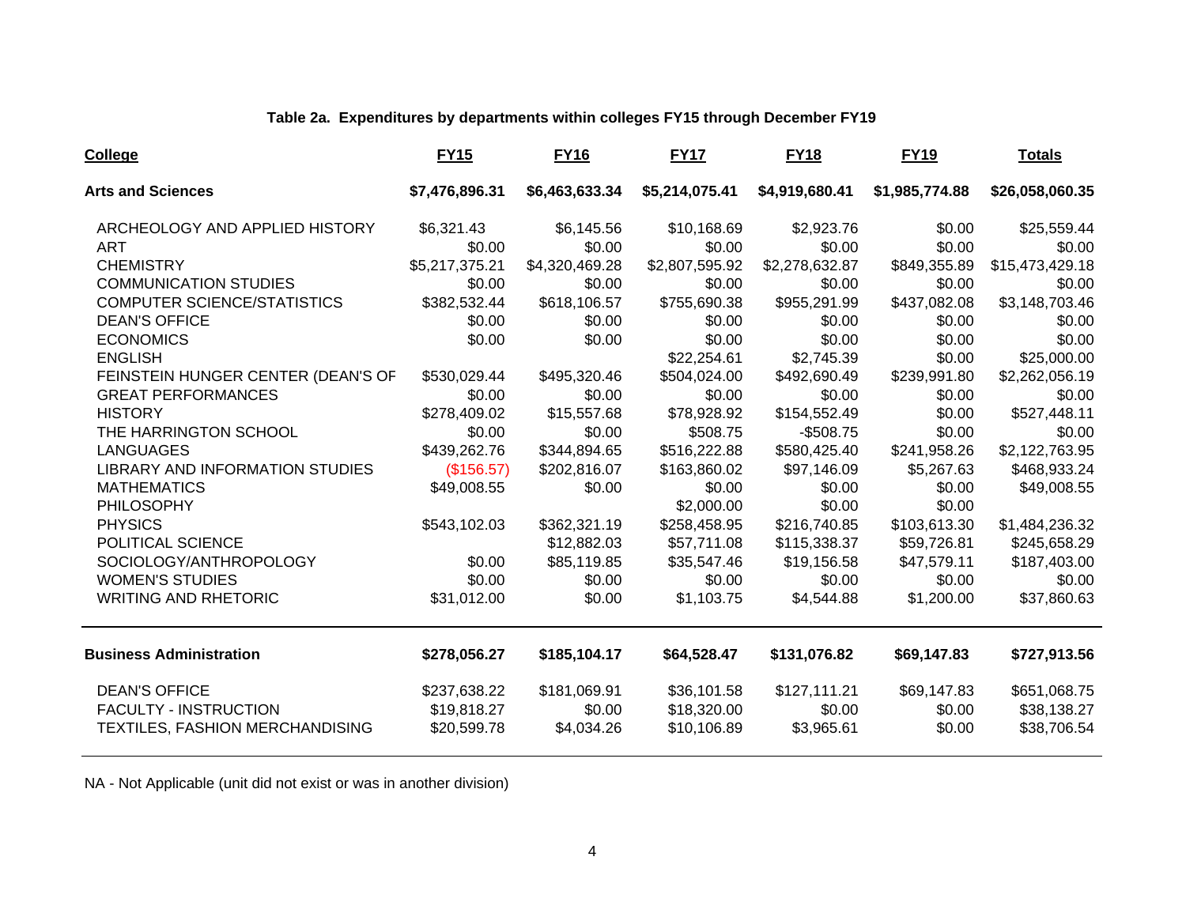**Table 2a. Expenditures by departments within colleges FY15 through December FY19**

| College | FY15 | FY16 | FY17 | FY18 | FY19 | Totals |
|---|---|---|---|---|---|---|
| **Arts and Sciences** | **$7,476,896.31** | **$6,463,633.34** | **$5,214,075.41** | **$4,919,680.41** | **$1,985,774.88** | **$26,058,060.35** |
| ARCHEOLOGY AND APPLIED HISTORY | $6,321.43 | $6,145.56 | $10,168.69 | $2,923.76 | $0.00 | $25,559.44 |
| ART | $0.00 | $0.00 | $0.00 | $0.00 | $0.00 | $0.00 |
| CHEMISTRY | $5,217,375.21 | $4,320,469.28 | $2,807,595.92 | $2,278,632.87 | $849,355.89 | $15,473,429.18 |
| COMMUNICATION STUDIES | $0.00 | $0.00 | $0.00 | $0.00 | $0.00 | $0.00 |
| COMPUTER SCIENCE/STATISTICS | $382,532.44 | $618,106.57 | $755,690.38 | $955,291.99 | $437,082.08 | $3,148,703.46 |
| DEAN'S OFFICE | $0.00 | $0.00 | $0.00 | $0.00 | $0.00 | $0.00 |
| ECONOMICS | $0.00 | $0.00 | $0.00 | $0.00 | $0.00 | $0.00 |
| ENGLISH | | | $22,254.61 | $2,745.39 | $0.00 | $25,000.00 |
| FEINSTEIN HUNGER CENTER (DEAN'S OF | $530,029.44 | $495,320.46 | $504,024.00 | $492,690.49 | $239,991.80 | $2,262,056.19 |
| GREAT PERFORMANCES | $0.00 | $0.00 | $0.00 | $0.00 | $0.00 | $0.00 |
| HISTORY | $278,409.02 | $15,557.68 | $78,928.92 | $154,552.49 | $0.00 | $527,448.11 |
| THE HARRINGTON SCHOOL | $0.00 | $0.00 | $508.75 | -$508.75 | $0.00 | $0.00 |
| LANGUAGES | $439,262.76 | $344,894.65 | $516,222.88 | $580,425.40 | $241,958.26 | $2,122,763.95 |
| LIBRARY AND INFORMATION STUDIES | ($156.57) | $202,816.07 | $163,860.02 | $97,146.09 | $5,267.63 | $468,933.24 |
| MATHEMATICS | $49,008.55 | $0.00 | $0.00 | $0.00 | $0.00 | $49,008.55 |
| PHILOSOPHY | | | $2,000.00 | $0.00 | $0.00 | |
| PHYSICS | $543,102.03 | $362,321.19 | $258,458.95 | $216,740.85 | $103,613.30 | $1,484,236.32 |
| POLITICAL SCIENCE | | $12,882.03 | $57,711.08 | $115,338.37 | $59,726.81 | $245,658.29 |
| SOCIOLOGY/ANTHROPOLOGY | $0.00 | $85,119.85 | $35,547.46 | $19,156.58 | $47,579.11 | $187,403.00 |
| WOMEN'S STUDIES | $0.00 | $0.00 | $0.00 | $0.00 | $0.00 | $0.00 |
| WRITING AND RHETORIC | $31,012.00 | $0.00 | $1,103.75 | $4,544.88 | $1,200.00 | $37,860.63 |
| **Business Administration** | **$278,056.27** | **$185,104.17** | **$64,528.47** | **$131,076.82** | **$69,147.83** | **$727,913.56** |
| DEAN'S OFFICE | $237,638.22 | $181,069.91 | $36,101.58 | $127,111.21 | $69,147.83 | $651,068.75 |
| FACULTY - INSTRUCTION | $19,818.27 | $0.00 | $18,320.00 | $0.00 | $0.00 | $38,138.27 |
| TEXTILES, FASHION MERCHANDISING | $20,599.78 | $4,034.26 | $10,106.89 | $3,965.61 | $0.00 | $38,706.54 |

NA - Not Applicable (unit did not exist or was in another division)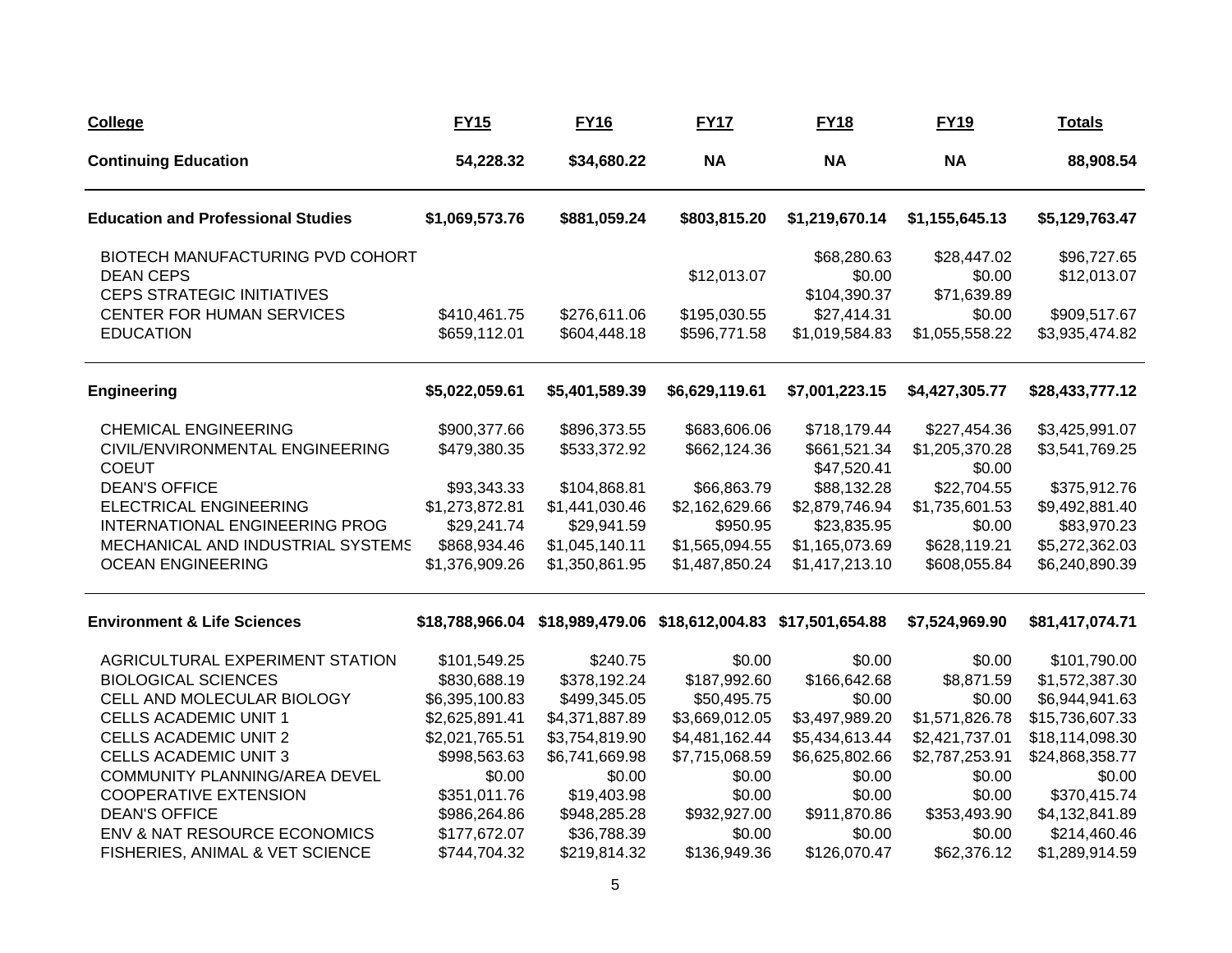| College | FY15 | FY16 | FY17 | FY18 | FY19 | Totals |
|---|---|---|---|---|---|---|
| **Continuing Education** | **54,228.32** | **$34,680.22** | **NA** | **NA** | **NA** | **88,908.54** |
| **Education and Professional Studies** | **$1,069,573.76** | **$881,059.24** | **$803,815.20** | **$1,219,670.14** | **$1,155,645.13** | **$5,129,763.47** |
| BIOTECH MANUFACTURING PVD COHORT | | | | $68,280.63 | $28,447.02 | $96,727.65 |
| DEAN CEPS | | | $12,013.07 | $0.00 | $0.00 | $12,013.07 |
| CEPS STRATEGIC INITIATIVES | | | | $104,390.37 | $71,639.89 | |
| CENTER FOR HUMAN SERVICES | $410,461.75 | $276,611.06 | $195,030.55 | $27,414.31 | $0.00 | $909,517.67 |
| EDUCATION | $659,112.01 | $604,448.18 | $596,771.58 | $1,019,584.83 | $1,055,558.22 | $3,935,474.82 |
| **Engineering** | **$5,022,059.61** | **$5,401,589.39** | **$6,629,119.61** | **$7,001,223.15** | **$4,427,305.77** | **$28,433,777.12** |
| CHEMICAL ENGINEERING | $900,377.66 | $896,373.55 | $683,606.06 | $718,179.44 | $227,454.36 | $3,425,991.07 |
| CIVIL/ENVIRONMENTAL ENGINEERING | $479,380.35 | $533,372.92 | $662,124.36 | $661,521.34 | $1,205,370.28 | $3,541,769.25 |
| COEUT | | | | $47,520.41 | $0.00 | |
| DEAN'S OFFICE | $93,343.33 | $104,868.81 | $66,863.79 | $88,132.28 | $22,704.55 | $375,912.76 |
| ELECTRICAL ENGINEERING | $1,273,872.81 | $1,441,030.46 | $2,162,629.66 | $2,879,746.94 | $1,735,601.53 | $9,492,881.40 |
| INTERNATIONAL ENGINEERING PROG | $29,241.74 | $29,941.59 | $950.95 | $23,835.95 | $0.00 | $83,970.23 |
| MECHANICAL AND INDUSTRIAL SYSTEMS | $868,934.46 | $1,045,140.11 | $1,565,094.55 | $1,165,073.69 | $628,119.21 | $5,272,362.03 |
| OCEAN ENGINEERING | $1,376,909.26 | $1,350,861.95 | $1,487,850.24 | $1,417,213.10 | $608,055.84 | $6,240,890.39 |
| **Environment & Life Sciences** | **$18,788,966.04** | **$18,989,479.06** | **$18,612,004.83** | **$17,501,654.88** | **$7,524,969.90** | **$81,417,074.71** |
| AGRICULTURAL EXPERIMENT STATION | $101,549.25 | $240.75 | $0.00 | $0.00 | $0.00 | $101,790.00 |
| BIOLOGICAL SCIENCES | $830,688.19 | $378,192.24 | $187,992.60 | $166,642.68 | $8,871.59 | $1,572,387.30 |
| CELL AND MOLECULAR BIOLOGY | $6,395,100.83 | $499,345.05 | $50,495.75 | $0.00 | $0.00 | $6,944,941.63 |
| CELLS ACADEMIC UNIT 1 | $2,625,891.41 | $4,371,887.89 | $3,669,012.05 | $3,497,989.20 | $1,571,826.78 | $15,736,607.33 |
| CELLS ACADEMIC UNIT 2 | $2,021,765.51 | $3,754,819.90 | $4,481,162.44 | $5,434,613.44 | $2,421,737.01 | $18,114,098.30 |
| CELLS ACADEMIC UNIT 3 | $998,563.63 | $6,741,669.98 | $7,715,068.59 | $6,625,802.66 | $2,787,253.91 | $24,868,358.77 |
| COMMUNITY PLANNING/AREA DEVEL | $0.00 | $0.00 | $0.00 | $0.00 | $0.00 | $0.00 |
| COOPERATIVE EXTENSION | $351,011.76 | $19,403.98 | $0.00 | $0.00 | $0.00 | $370,415.74 |
| DEAN'S OFFICE | $986,264.86 | $948,285.28 | $932,927.00 | $911,870.86 | $353,493.90 | $4,132,841.89 |
| ENV & NAT RESOURCE ECONOMICS | $177,672.07 | $36,788.39 | $0.00 | $0.00 | $0.00 | $214,460.46 |
| FISHERIES, ANIMAL & VET SCIENCE | $744,704.32 | $219,814.32 | $136,949.36 | $126,070.47 | $62,376.12 | $1,289,914.59 |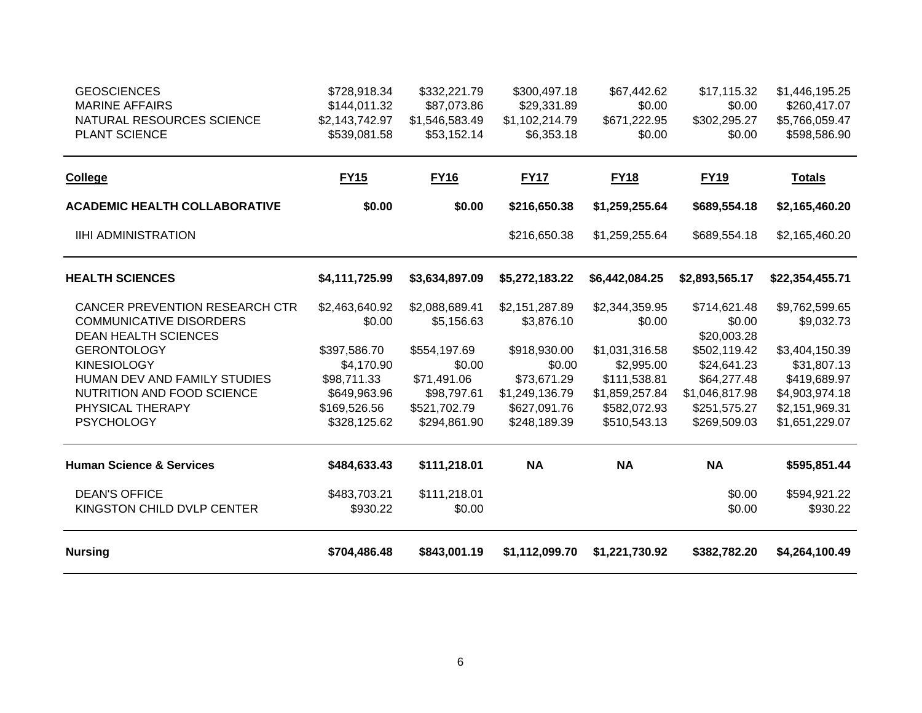| | | | | | | |
|---|---|---|---|---|---|---|
| GEOSCIENCES | $728,918.34 | $332,221.79 | $300,497.18 | $67,442.62 | $17,115.32 | $1,446,195.25 |
| MARINE AFFAIRS | $144,011.32 | $87,073.86 | $29,331.89 | $0.00 | $0.00 | $260,417.07 |
| NATURAL RESOURCES SCIENCE | $2,143,742.97 | $1,546,583.49 | $1,102,214.79 | $671,222.95 | $302,295.27 | $5,766,059.47 |
| PLANT SCIENCE | $539,081.58 | $53,152.14 | $6,353.18 | $0.00 | $0.00 | $598,586.90 |

| **College** | **FY15** | **FY16** | **FY17** | **FY18** | **FY19** | **Totals** |
|---|---|---|---|---|---|---|
| **ACADEMIC HEALTH COLLABORATIVE** | **$0.00** | **$0.00** | **$216,650.38** | **$1,259,255.64** | **$689,554.18** | **$2,165,460.20** |
| IIHI ADMINISTRATION | | | $216,650.38 | $1,259,255.64 | $689,554.18 | $2,165,460.20 |
| **HEALTH SCIENCES** | **$4,111,725.99** | **$3,634,897.09** | **$5,272,183.22** | **$6,442,084.25** | **$2,893,565.17** | **$22,354,455.71** |
| CANCER PREVENTION RESEARCH CTR | $2,463,640.92 | $2,088,689.41 | $2,151,287.89 | $2,344,359.95 | $714,621.48 | $9,762,599.65 |
| COMMUNICATIVE DISORDERS | $0.00 | $5,156.63 | $3,876.10 | $0.00 | $0.00 | $9,032.73 |
| DEAN HEALTH SCIENCES | | | | | $20,003.28 | |
| GERONTOLOGY | $397,586.70 | $554,197.69 | $918,930.00 | $1,031,316.58 | $502,119.42 | $3,404,150.39 |
| KINESIOLOGY | $4,170.90 | $0.00 | $0.00 | $2,995.00 | $24,641.23 | $31,807.13 |
| HUMAN DEV AND FAMILY STUDIES | $98,711.33 | $71,491.06 | $73,671.29 | $111,538.81 | $64,277.48 | $419,689.97 |
| NUTRITION AND FOOD SCIENCE | $649,963.96 | $98,797.61 | $1,249,136.79 | $1,859,257.84 | $1,046,817.98 | $4,903,974.18 |
| PHYSICAL THERAPY | $169,526.56 | $521,702.79 | $627,091.76 | $582,072.93 | $251,575.27 | $2,151,969.31 |
| PSYCHOLOGY | $328,125.62 | $294,861.90 | $248,189.39 | $510,543.13 | $269,509.03 | $1,651,229.07 |
| **Human Science & Services** | **$484,633.43** | **$111,218.01** | **NA** | **NA** | **NA** | **$595,851.44** |
| DEAN'S OFFICE | $483,703.21 | $111,218.01 | | | $0.00 | $594,921.22 |
| KINGSTON CHILD DVLP CENTER | $930.22 | $0.00 | | | $0.00 | $930.22 |
| **Nursing** | **$704,486.48** | **$843,001.19** | **$1,112,099.70** | **$1,221,730.92** | **$382,782.20** | **$4,264,100.49** |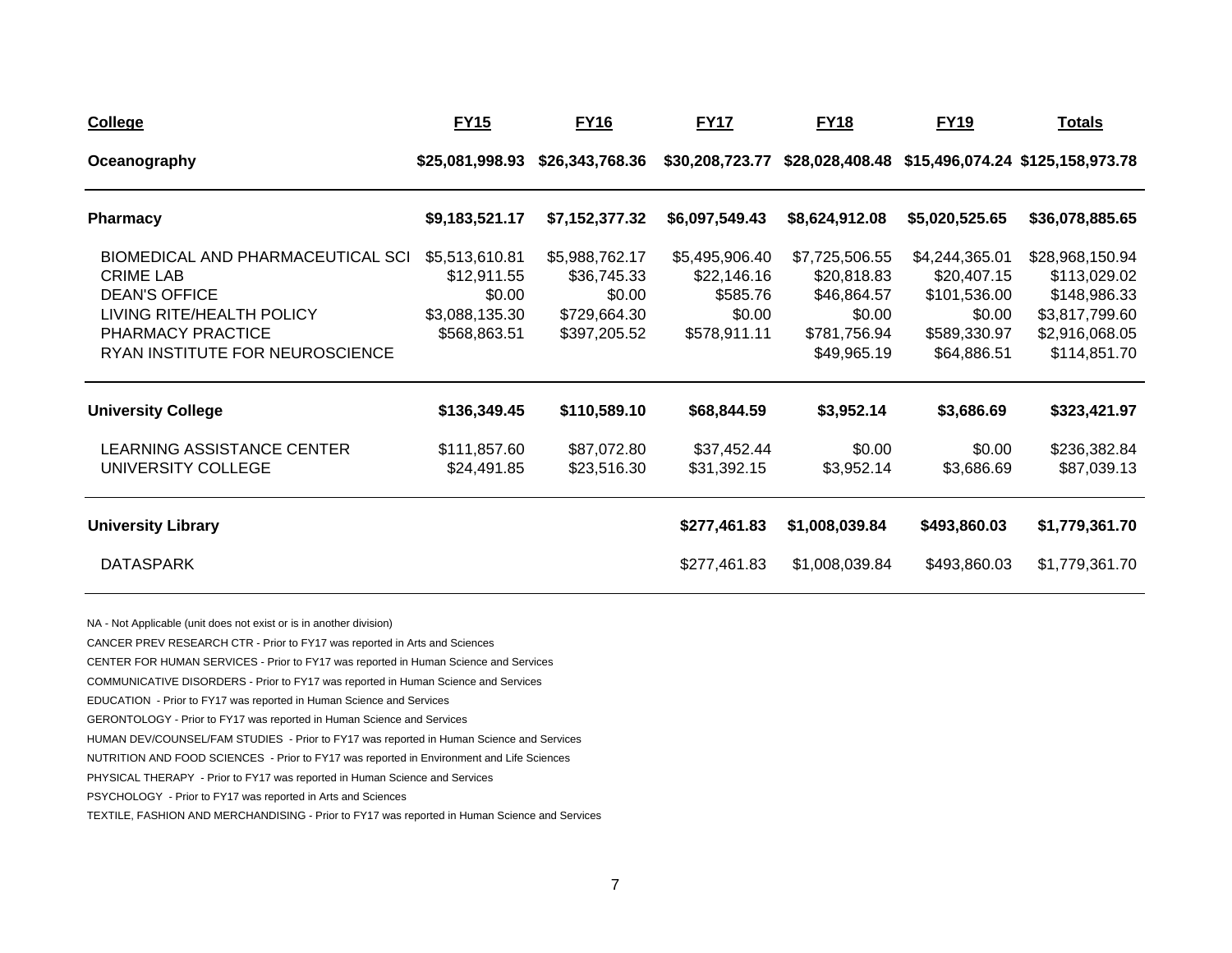| College | FY15 | FY16 | FY17 | FY18 | FY19 | Totals |
|---|---|---|---|---|---|---|
| **Oceanography** | **$25,081,998.93** | **$26,343,768.36** | **$30,208,723.77** | **$28,028,408.48** | **$15,496,074.24** | **$125,158,973.78** |
| **Pharmacy** | **$9,183,521.17** | **$7,152,377.32** | **$6,097,549.43** | **$8,624,912.08** | **$5,020,525.65** | **$36,078,885.65** |
| BIOMEDICAL AND PHARMACEUTICAL SCI | $5,513,610.81 | $5,988,762.17 | $5,495,906.40 | $7,725,506.55 | $4,244,365.01 | $28,968,150.94 |
| CRIME LAB | $12,911.55 | $36,745.33 | $22,146.16 | $20,818.83 | $20,407.15 | $113,029.02 |
| DEAN'S OFFICE | $0.00 | $0.00 | $585.76 | $46,864.57 | $101,536.00 | $148,986.33 |
| LIVING RITE/HEALTH POLICY | $3,088,135.30 | $729,664.30 | $0.00 | $0.00 | $0.00 | $3,817,799.60 |
| PHARMACY PRACTICE | $568,863.51 | $397,205.52 | $578,911.11 | $781,756.94 | $589,330.97 | $2,916,068.05 |
| RYAN INSTITUTE FOR NEUROSCIENCE | | | | $49,965.19 | $64,886.51 | $114,851.70 |
| **University College** | **$136,349.45** | **$110,589.10** | **$68,844.59** | **$3,952.14** | **$3,686.69** | **$323,421.97** |
| LEARNING ASSISTANCE CENTER | $111,857.60 | $87,072.80 | $37,452.44 | $0.00 | $0.00 | $236,382.84 |
| UNIVERSITY COLLEGE | $24,491.85 | $23,516.30 | $31,392.15 | $3,952.14 | $3,686.69 | $87,039.13 |
| **University Library** | | | **$277,461.83** | **$1,008,039.84** | **$493,860.03** | **$1,779,361.70** |
| DATASPARK | | | $277,461.83 | $1,008,039.84 | $493,860.03 | $1,779,361.70 |

NA - Not Applicable (unit does not exist or is in another division)

CANCER PREV RESEARCH CTR - Prior to FY17 was reported in Arts and Sciences

CENTER FOR HUMAN SERVICES - Prior to FY17 was reported in Human Science and Services

COMMUNICATIVE DISORDERS - Prior to FY17 was reported in Human Science and Services

EDUCATION - Prior to FY17 was reported in Human Science and Services

GERONTOLOGY - Prior to FY17 was reported in Human Science and Services

HUMAN DEV/COUNSEL/FAM STUDIES - Prior to FY17 was reported in Human Science and Services

NUTRITION AND FOOD SCIENCES - Prior to FY17 was reported in Environment and Life Sciences

PHYSICAL THERAPY - Prior to FY17 was reported in Human Science and Services

PSYCHOLOGY - Prior to FY17 was reported in Arts and Sciences

TEXTILE, FASHION AND MERCHANDISING - Prior to FY17 was reported in Human Science and Services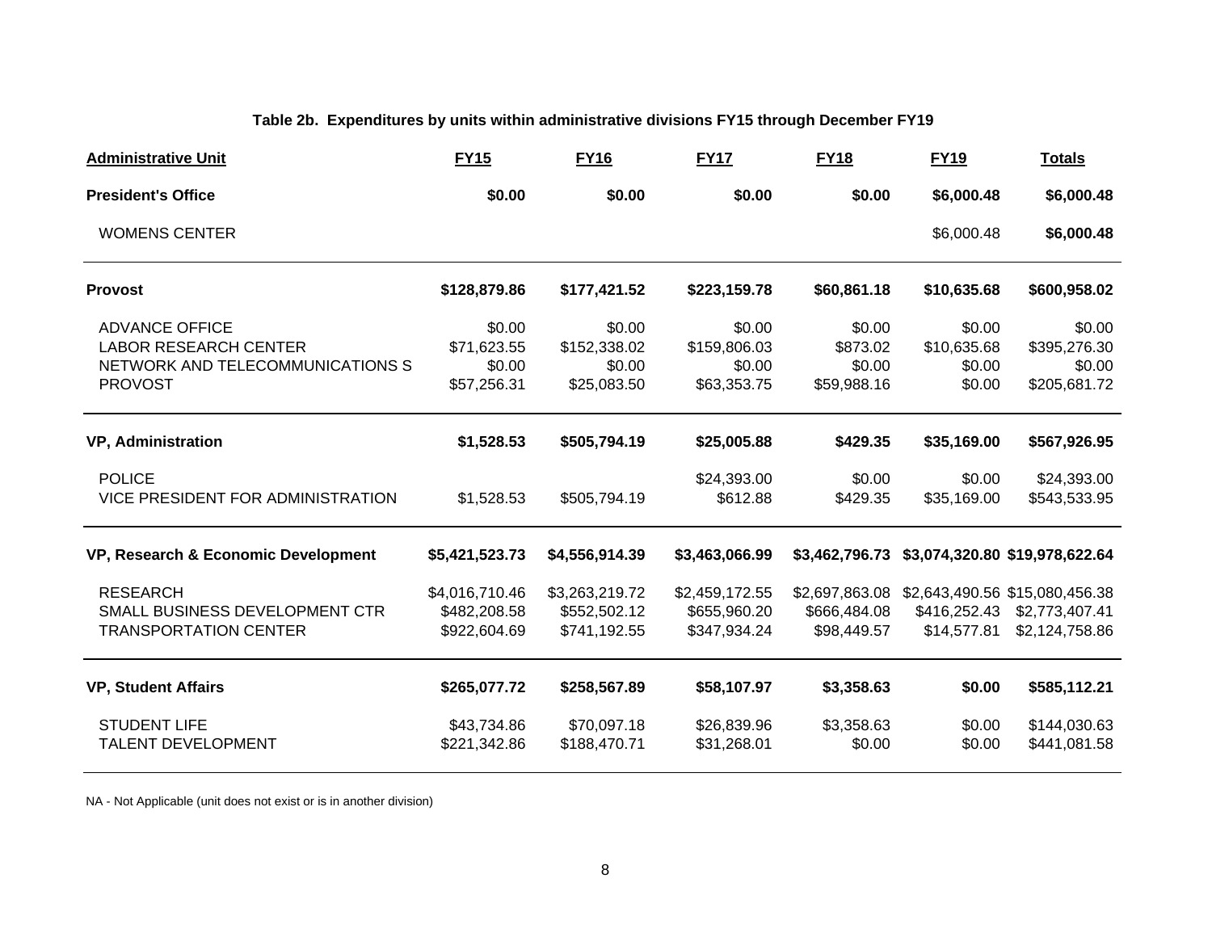**Table 2b. Expenditures by units within administrative divisions FY15 through December FY19**

| Administrative Unit | FY15 | FY16 | FY17 | FY18 | FY19 | Totals |
|---|---|---|---|---|---|---|
| **President's Office** | **$0.00** | **$0.00** | **$0.00** | **$0.00** | **$6,000.48** | **$6,000.48** |
| WOMENS CENTER | | | | | $6,000.48 | **$6,000.48** |
| **Provost** | **$128,879.86** | **$177,421.52** | **$223,159.78** | **$60,861.18** | **$10,635.68** | **$600,958.02** |
| ADVANCE OFFICE | $0.00 | $0.00 | $0.00 | $0.00 | $0.00 | $0.00 |
| LABOR RESEARCH CENTER | $71,623.55 | $152,338.02 | $159,806.03 | $873.02 | $10,635.68 | $395,276.30 |
| NETWORK AND TELECOMMUNICATIONS S | $0.00 | $0.00 | $0.00 | $0.00 | $0.00 | $0.00 |
| PROVOST | $57,256.31 | $25,083.50 | $63,353.75 | $59,988.16 | $0.00 | $205,681.72 |
| **VP, Administration** | **$1,528.53** | **$505,794.19** | **$25,005.88** | **$429.35** | **$35,169.00** | **$567,926.95** |
| POLICE | | | $24,393.00 | $0.00 | $0.00 | $24,393.00 |
| VICE PRESIDENT FOR ADMINISTRATION | $1,528.53 | $505,794.19 | $612.88 | $429.35 | $35,169.00 | $543,533.95 |
| **VP, Research & Economic Development** | **$5,421,523.73** | **$4,556,914.39** | **$3,463,066.99** | **$3,462,796.73** | **$3,074,320.80** | **$19,978,622.64** |
| RESEARCH | $4,016,710.46 | $3,263,219.72 | $2,459,172.55 | $2,697,863.08 | $2,643,490.56 | $15,080,456.38 |
| SMALL BUSINESS DEVELOPMENT CTR | $482,208.58 | $552,502.12 | $655,960.20 | $666,484.08 | $416,252.43 | $2,773,407.41 |
| TRANSPORTATION CENTER | $922,604.69 | $741,192.55 | $347,934.24 | $98,449.57 | $14,577.81 | $2,124,758.86 |
| **VP, Student Affairs** | **$265,077.72** | **$258,567.89** | **$58,107.97** | **$3,358.63** | **$0.00** | **$585,112.21** |
| STUDENT LIFE | $43,734.86 | $70,097.18 | $26,839.96 | $3,358.63 | $0.00 | $144,030.63 |
| TALENT DEVELOPMENT | $221,342.86 | $188,470.71 | $31,268.01 | $0.00 | $0.00 | $441,081.58 |

NA - Not Applicable (unit does not exist or is in another division)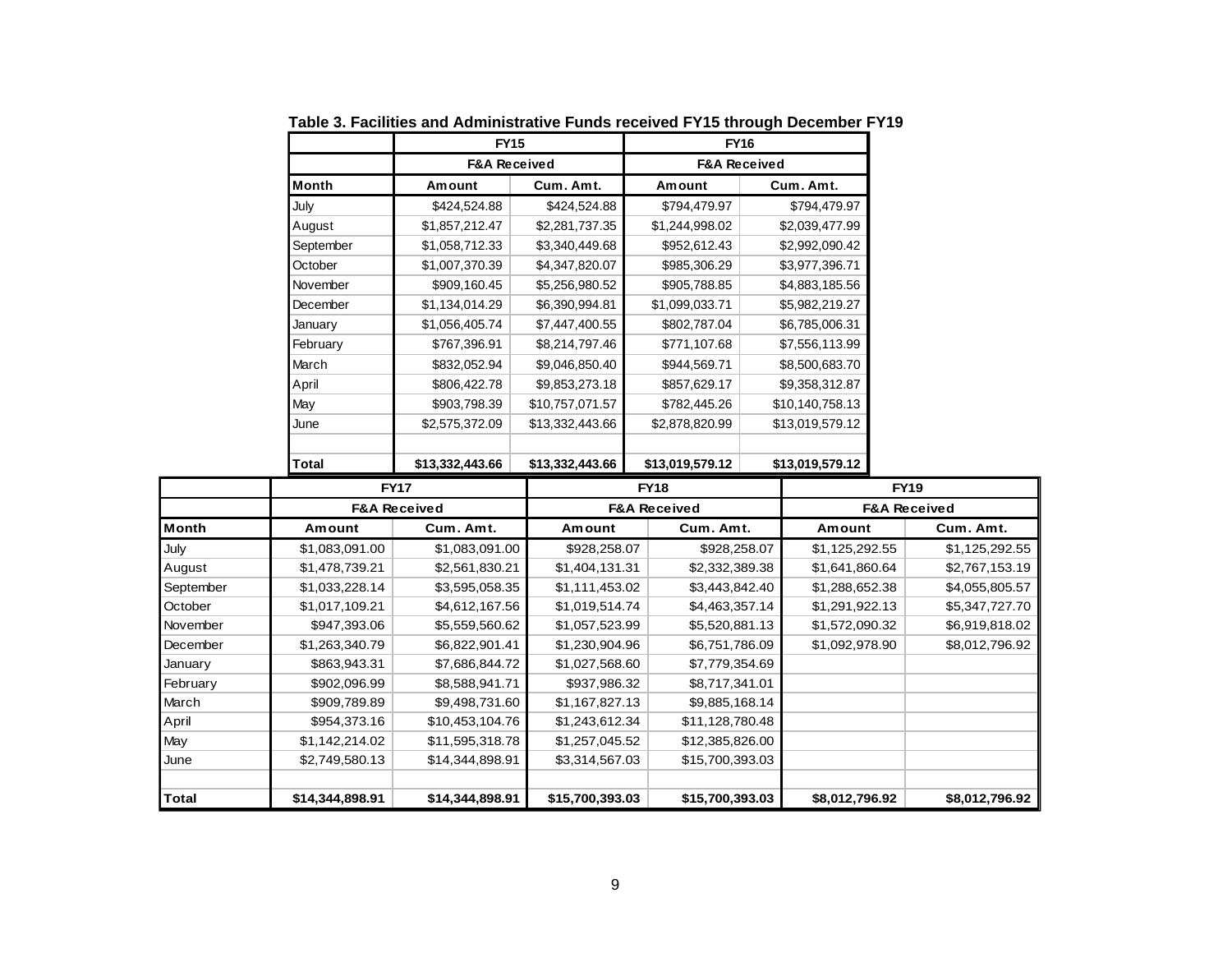**Table 3. Facilities and Administrative Funds received FY15 through December FY19**

| | FY15 | | FY16 | |
|---|---|---|---|---|
| | F&A Received | | F&A Received | |
| **Month** | **Amount** | **Cum. Amt.** | **Amount** | **Cum. Amt.** |
| July | $424,524.88 | $424,524.88 | $794,479.97 | $794,479.97 |
| August | $1,857,212.47 | $2,281,737.35 | $1,244,998.02 | $2,039,477.99 |
| September | $1,058,712.33 | $3,340,449.68 | $952,612.43 | $2,992,090.42 |
| October | $1,007,370.39 | $4,347,820.07 | $985,306.29 | $3,977,396.71 |
| November | $909,160.45 | $5,256,980.52 | $905,788.85 | $4,883,185.56 |
| December | $1,134,014.29 | $6,390,994.81 | $1,099,033.71 | $5,982,219.27 |
| January | $1,056,405.74 | $7,447,400.55 | $802,787.04 | $6,785,006.31 |
| February | $767,396.91 | $8,214,797.46 | $771,107.68 | $7,556,113.99 |
| March | $832,052.94 | $9,046,850.40 | $944,569.71 | $8,500,683.70 |
| April | $806,422.78 | $9,853,273.18 | $857,629.17 | $9,358,312.87 |
| May | $903,798.39 | $10,757,071.57 | $782,445.26 | $10,140,758.13 |
| June | $2,575,372.09 | $13,332,443.66 | $2,878,820.99 | $13,019,579.12 |
| | | | | |
| **Total** | **$13,332,443.66** | **$13,332,443.66** | **$13,019,579.12** | **$13,019,579.12** |

| | FY17 | | FY18 | | FY19 | |
|---|---|---|---|---|---|---|
| | F&A Received | | F&A Received | | F&A Received | |
| **Month** | **Amount** | **Cum. Amt.** | **Amount** | **Cum. Amt.** | **Amount** | **Cum. Amt.** |
| July | $1,083,091.00 | $1,083,091.00 | $928,258.07 | $928,258.07 | $1,125,292.55 | $1,125,292.55 |
| August | $1,478,739.21 | $2,561,830.21 | $1,404,131.31 | $2,332,389.38 | $1,641,860.64 | $2,767,153.19 |
| September | $1,033,228.14 | $3,595,058.35 | $1,111,453.02 | $3,443,842.40 | $1,288,652.38 | $4,055,805.57 |
| October | $1,017,109.21 | $4,612,167.56 | $1,019,514.74 | $4,463,357.14 | $1,291,922.13 | $5,347,727.70 |
| November | $947,393.06 | $5,559,560.62 | $1,057,523.99 | $5,520,881.13 | $1,572,090.32 | $6,919,818.02 |
| December | $1,263,340.79 | $6,822,901.41 | $1,230,904.96 | $6,751,786.09 | $1,092,978.90 | $8,012,796.92 |
| January | $863,943.31 | $7,686,844.72 | $1,027,568.60 | $7,779,354.69 | | |
| February | $902,096.99 | $8,588,941.71 | $937,986.32 | $8,717,341.01 | | |
| March | $909,789.89 | $9,498,731.60 | $1,167,827.13 | $9,885,168.14 | | |
| April | $954,373.16 | $10,453,104.76 | $1,243,612.34 | $11,128,780.48 | | |
| May | $1,142,214.02 | $11,595,318.78 | $1,257,045.52 | $12,385,826.00 | | |
| June | $2,749,580.13 | $14,344,898.91 | $3,314,567.03 | $15,700,393.03 | | |
| | | | | | | |
| **Total** | **$14,344,898.91** | **$14,344,898.91** | **$15,700,393.03** | **$15,700,393.03** | **$8,012,796.92** | **$8,012,796.92** |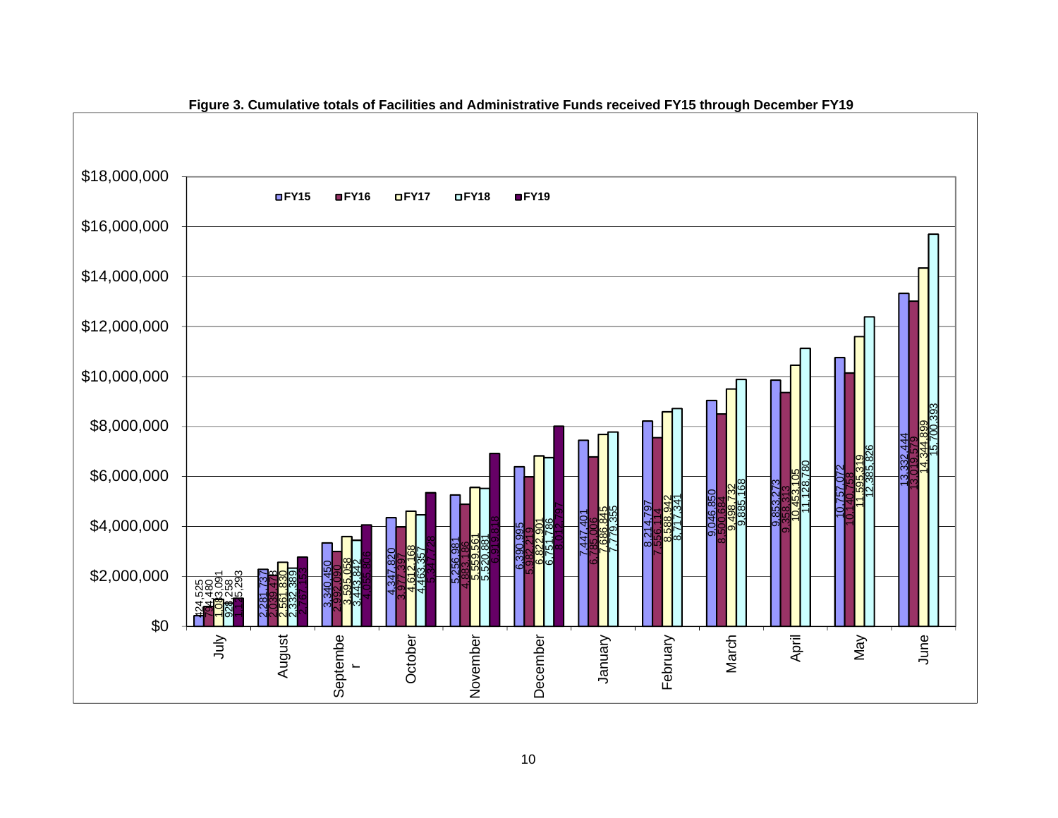**Figure 3. Cumulative totals of Facilities and Administrative Funds received FY15 through December FY19**

| Month | FY15 | FY16 | FY17 | FY18 | FY19 |
|---|---|---|---|---|---|
| July | 424,525 | 794,480 | 1,093,091 | 928,258 | 1,115,293 |
| August | 2,281,737 | 2,039,478 | 2,561,830 | 2,332,389 | 2,767,153 |
| September | 3,340,450 | 2,992,030 | 3,595,058 | 3,443,842 | 4,055,806 |
| October | 4,347,820 | 3,977,397 | 4,612,168 | 4,463,357 | 5,347,728 |
| November | 5,256,981 | 4,883,186 | 5,559,561 | 5,520,881 | 6,919,818 |
| December | 6,390,995 | 5,982,219 | 6,822,901 | 6,751,786 | 8,012,797 |
| January | 7,447,401 | 6,785,006 | 7,686,845 | 7,779,355 | |
| February | 8,214,797 | 7,556,114 | 8,588,942 | 8,717,341 | |
| March | 9,046,850 | 8,500,684 | 9,498,732 | 9,885,168 | |
| April | 9,853,273 | 9,358,313 | 10,453,105 | 11,128,780 | |
| May | 10,757,072 | 10,140,758 | 11,595,319 | 12,385,826 | |
| June | 13,332,444 | 13,019,579 | 14,344,899 | 15,700,393 | |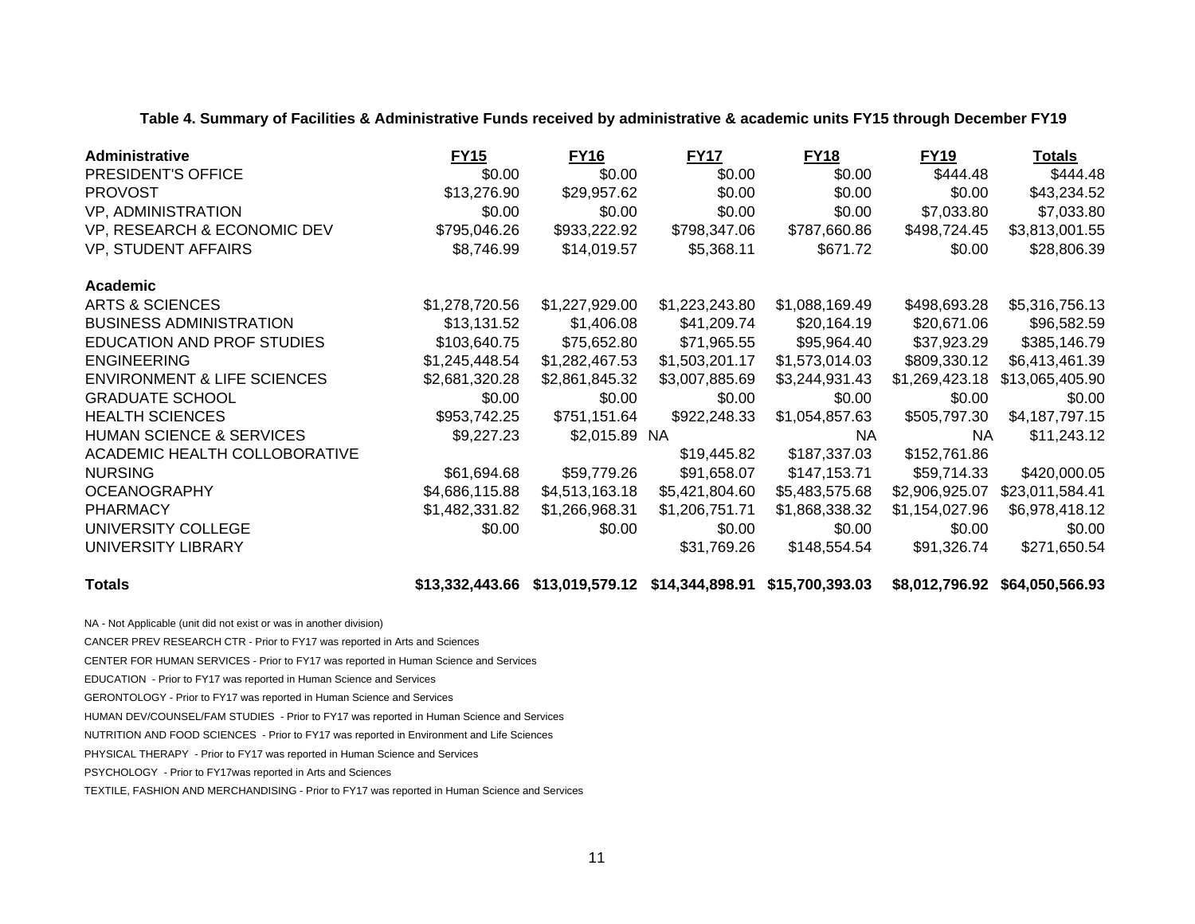**Table 4. Summary of Facilities & Administrative Funds received by administrative & academic units FY15 through December FY19**

| Administrative | FY15 | FY16 | FY17 | FY18 | FY19 | Totals |
|---|---|---|---|---|---|---|
| PRESIDENT'S OFFICE | $0.00 | $0.00 | $0.00 | $0.00 | $444.48 | $444.48 |
| PROVOST | $13,276.90 | $29,957.62 | $0.00 | $0.00 | $0.00 | $43,234.52 |
| VP, ADMINISTRATION | $0.00 | $0.00 | $0.00 | $0.00 | $7,033.80 | $7,033.80 |
| VP, RESEARCH & ECONOMIC DEV | $795,046.26 | $933,222.92 | $798,347.06 | $787,660.86 | $498,724.45 | $3,813,001.55 |
| VP, STUDENT AFFAIRS | $8,746.99 | $14,019.57 | $5,368.11 | $671.72 | $0.00 | $28,806.39 |
| **Academic** | | | | | | |
| ARTS & SCIENCES | $1,278,720.56 | $1,227,929.00 | $1,223,243.80 | $1,088,169.49 | $498,693.28 | $5,316,756.13 |
| BUSINESS ADMINISTRATION | $13,131.52 | $1,406.08 | $41,209.74 | $20,164.19 | $20,671.06 | $96,582.59 |
| EDUCATION AND PROF STUDIES | $103,640.75 | $75,652.80 | $71,965.55 | $95,964.40 | $37,923.29 | $385,146.79 |
| ENGINEERING | $1,245,448.54 | $1,282,467.53 | $1,503,201.17 | $1,573,014.03 | $809,330.12 | $6,413,461.39 |
| ENVIRONMENT & LIFE SCIENCES | $2,681,320.28 | $2,861,845.32 | $3,007,885.69 | $3,244,931.43 | $1,269,423.18 | $13,065,405.90 |
| GRADUATE SCHOOL | $0.00 | $0.00 | $0.00 | $0.00 | $0.00 | $0.00 |
| HEALTH SCIENCES | $953,742.25 | $751,151.64 | $922,248.33 | $1,054,857.63 | $505,797.30 | $4,187,797.15 |
| HUMAN SCIENCE & SERVICES | $9,227.23 | $2,015.89 | NA | NA | NA | $11,243.12 |
| ACADEMIC HEALTH COLLOBORATIVE | | | $19,445.82 | $187,337.03 | $152,761.86 | |
| NURSING | $61,694.68 | $59,779.26 | $91,658.07 | $147,153.71 | $59,714.33 | $420,000.05 |
| OCEANOGRAPHY | $4,686,115.88 | $4,513,163.18 | $5,421,804.60 | $5,483,575.68 | $2,906,925.07 | $23,011,584.41 |
| PHARMACY | $1,482,331.82 | $1,266,968.31 | $1,206,751.71 | $1,868,338.32 | $1,154,027.96 | $6,978,418.12 |
| UNIVERSITY COLLEGE | $0.00 | $0.00 | $0.00 | $0.00 | $0.00 | $0.00 |
| UNIVERSITY LIBRARY | | | $31,769.26 | $148,554.54 | $91,326.74 | $271,650.54 |
| **Totals** | **$13,332,443.66** | **$13,019,579.12** | **$14,344,898.91** | **$15,700,393.03** | **$8,012,796.92** | **$64,050,566.93** |

NA - Not Applicable (unit did not exist or was in another division)

CANCER PREV RESEARCH CTR - Prior to FY17 was reported in Arts and Sciences

CENTER FOR HUMAN SERVICES - Prior to FY17 was reported in Human Science and Services

EDUCATION - Prior to FY17 was reported in Human Science and Services

GERONTOLOGY - Prior to FY17 was reported in Human Science and Services

HUMAN DEV/COUNSEL/FAM STUDIES - Prior to FY17 was reported in Human Science and Services

NUTRITION AND FOOD SCIENCES - Prior to FY17 was reported in Environment and Life Sciences

PHYSICAL THERAPY - Prior to FY17 was reported in Human Science and Services

PSYCHOLOGY - Prior to FY17was reported in Arts and Sciences

TEXTILE, FASHION AND MERCHANDISING - Prior to FY17 was reported in Human Science and Services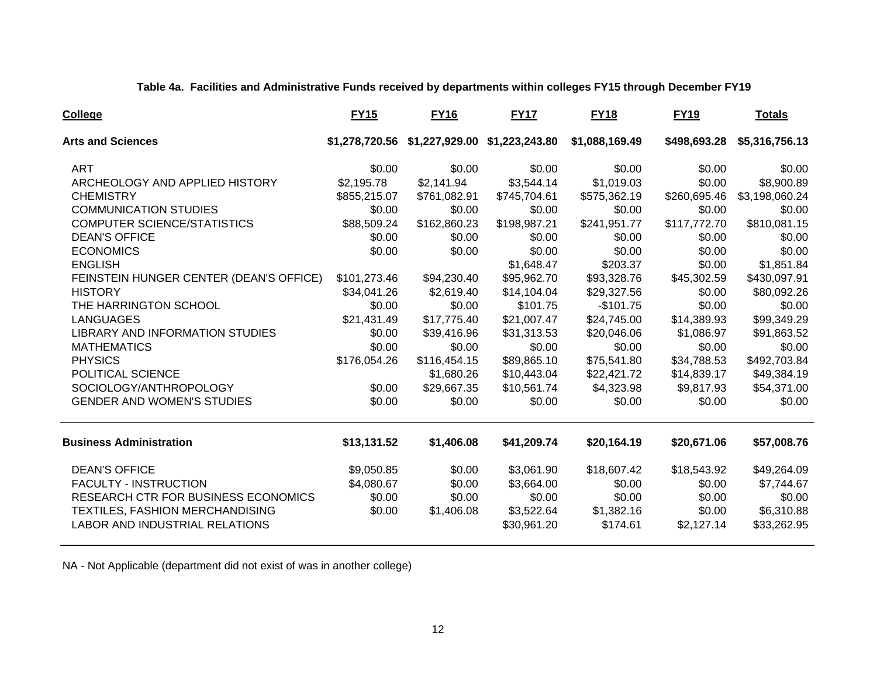**Table 4a. Facilities and Administrative Funds received by departments within colleges FY15 through December FY19**

| College | FY15 | FY16 | FY17 | FY18 | FY19 | Totals |
|---|---|---|---|---|---|---|
| **Arts and Sciences** | **$1,278,720.56** | **$1,227,929.00** | **$1,223,243.80** | **$1,088,169.49** | **$498,693.28** | **$5,316,756.13** |
| ART | $0.00 | $0.00 | $0.00 | $0.00 | $0.00 | $0.00 |
| ARCHEOLOGY AND APPLIED HISTORY | $2,195.78 | $2,141.94 | $3,544.14 | $1,019.03 | $0.00 | $8,900.89 |
| CHEMISTRY | $855,215.07 | $761,082.91 | $745,704.61 | $575,362.19 | $260,695.46 | $3,198,060.24 |
| COMMUNICATION STUDIES | $0.00 | $0.00 | $0.00 | $0.00 | $0.00 | $0.00 |
| COMPUTER SCIENCE/STATISTICS | $88,509.24 | $162,860.23 | $198,987.21 | $241,951.77 | $117,772.70 | $810,081.15 |
| DEAN'S OFFICE | $0.00 | $0.00 | $0.00 | $0.00 | $0.00 | $0.00 |
| ECONOMICS | $0.00 | $0.00 | $0.00 | $0.00 | $0.00 | $0.00 |
| ENGLISH | | | $1,648.47 | $203.37 | $0.00 | $1,851.84 |
| FEINSTEIN HUNGER CENTER (DEAN'S OFFICE) | $101,273.46 | $94,230.40 | $95,962.70 | $93,328.76 | $45,302.59 | $430,097.91 |
| HISTORY | $34,041.26 | $2,619.40 | $14,104.04 | $29,327.56 | $0.00 | $80,092.26 |
| THE HARRINGTON SCHOOL | $0.00 | $0.00 | $101.75 | -$101.75 | $0.00 | $0.00 |
| LANGUAGES | $21,431.49 | $17,775.40 | $21,007.47 | $24,745.00 | $14,389.93 | $99,349.29 |
| LIBRARY AND INFORMATION STUDIES | $0.00 | $39,416.96 | $31,313.53 | $20,046.06 | $1,086.97 | $91,863.52 |
| MATHEMATICS | $0.00 | $0.00 | $0.00 | $0.00 | $0.00 | $0.00 |
| PHYSICS | $176,054.26 | $116,454.15 | $89,865.10 | $75,541.80 | $34,788.53 | $492,703.84 |
| POLITICAL SCIENCE | | $1,680.26 | $10,443.04 | $22,421.72 | $14,839.17 | $49,384.19 |
| SOCIOLOGY/ANTHROPOLOGY | $0.00 | $29,667.35 | $10,561.74 | $4,323.98 | $9,817.93 | $54,371.00 |
| GENDER AND WOMEN'S STUDIES | $0.00 | $0.00 | $0.00 | $0.00 | $0.00 | $0.00 |
| **Business Administration** | **$13,131.52** | **$1,406.08** | **$41,209.74** | **$20,164.19** | **$20,671.06** | **$57,008.76** |
| DEAN'S OFFICE | $9,050.85 | $0.00 | $3,061.90 | $18,607.42 | $18,543.92 | $49,264.09 |
| FACULTY - INSTRUCTION | $4,080.67 | $0.00 | $3,664.00 | $0.00 | $0.00 | $7,744.67 |
| RESEARCH CTR FOR BUSINESS ECONOMICS | $0.00 | $0.00 | $0.00 | $0.00 | $0.00 | $0.00 |
| TEXTILES, FASHION MERCHANDISING | $0.00 | $1,406.08 | $3,522.64 | $1,382.16 | $0.00 | $6,310.88 |
| LABOR AND INDUSTRIAL RELATIONS | | | $30,961.20 | $174.61 | $2,127.14 | $33,262.95 |

NA - Not Applicable (department did not exist of was in another college)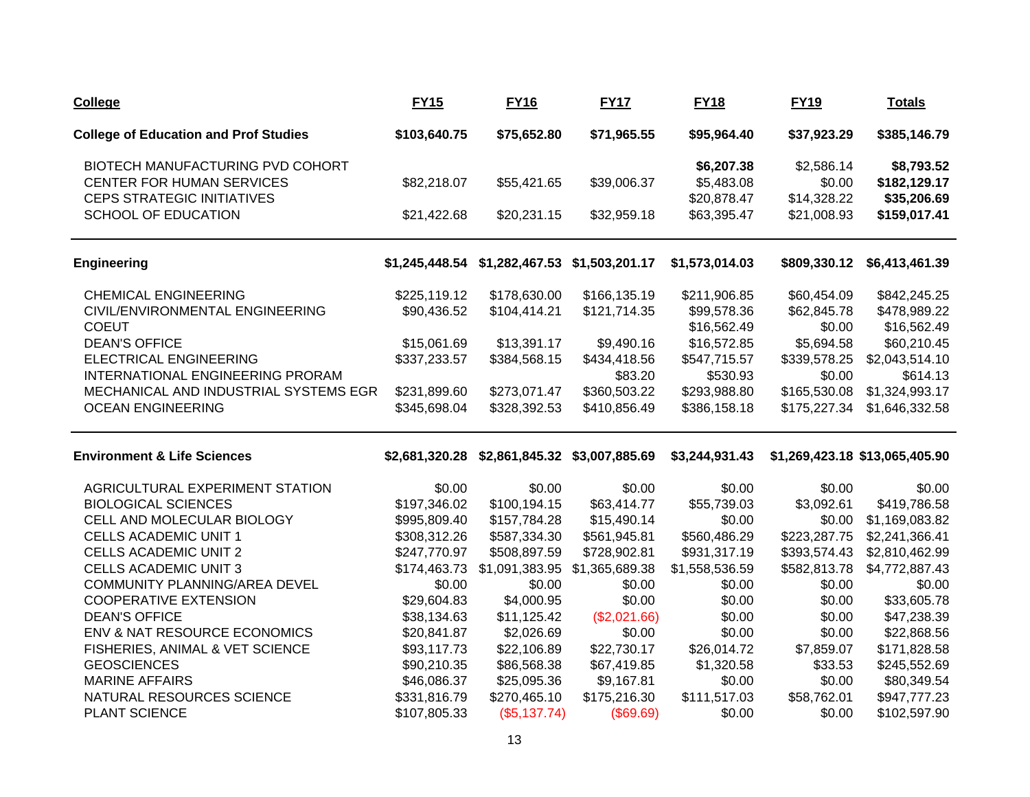| College | FY15 | FY16 | FY17 | FY18 | FY19 | Totals |
|---|---|---|---|---|---|---|
| **College of Education and Prof Studies** | **$103,640.75** | **$75,652.80** | **$71,965.55** | **$95,964.40** | **$37,923.29** | **$385,146.79** |
| BIOTECH MANUFACTURING PVD COHORT | | | | **$6,207.38** | $2,586.14 | **$8,793.52** |
| CENTER FOR HUMAN SERVICES | $82,218.07 | $55,421.65 | $39,006.37 | $5,483.08 | $0.00 | **$182,129.17** |
| CEPS STRATEGIC INITIATIVES | | | | $20,878.47 | $14,328.22 | **$35,206.69** |
| SCHOOL OF EDUCATION | $21,422.68 | $20,231.15 | $32,959.18 | $63,395.47 | $21,008.93 | **$159,017.41** |
| **Engineering** | **$1,245,448.54** | **$1,282,467.53** | **$1,503,201.17** | **$1,573,014.03** | **$809,330.12** | **$6,413,461.39** |
| CHEMICAL ENGINEERING | $225,119.12 | $178,630.00 | $166,135.19 | $211,906.85 | $60,454.09 | $842,245.25 |
| CIVIL/ENVIRONMENTAL ENGINEERING | $90,436.52 | $104,414.21 | $121,714.35 | $99,578.36 | $62,845.78 | $478,989.22 |
| COEUT | | | | $16,562.49 | $0.00 | $16,562.49 |
| DEAN'S OFFICE | $15,061.69 | $13,391.17 | $9,490.16 | $16,572.85 | $5,694.58 | $60,210.45 |
| ELECTRICAL ENGINEERING | $337,233.57 | $384,568.15 | $434,418.56 | $547,715.57 | $339,578.25 | $2,043,514.10 |
| INTERNATIONAL ENGINEERING PRORAM | | | $83.20 | $530.93 | $0.00 | $614.13 |
| MECHANICAL AND INDUSTRIAL SYSTEMS EGR | $231,899.60 | $273,071.47 | $360,503.22 | $293,988.80 | $165,530.08 | $1,324,993.17 |
| OCEAN ENGINEERING | $345,698.04 | $328,392.53 | $410,856.49 | $386,158.18 | $175,227.34 | $1,646,332.58 |
| **Environment & Life Sciences** | **$2,681,320.28** | **$2,861,845.32** | **$3,007,885.69** | **$3,244,931.43** | **$1,269,423.18** | **$13,065,405.90** |
| AGRICULTURAL EXPERIMENT STATION | $0.00 | $0.00 | $0.00 | $0.00 | $0.00 | $0.00 |
| BIOLOGICAL SCIENCES | $197,346.02 | $100,194.15 | $63,414.77 | $55,739.03 | $3,092.61 | $419,786.58 |
| CELL AND MOLECULAR BIOLOGY | $995,809.40 | $157,784.28 | $15,490.14 | $0.00 | $0.00 | $1,169,083.82 |
| CELLS ACADEMIC UNIT 1 | $308,312.26 | $587,334.30 | $561,945.81 | $560,486.29 | $223,287.75 | $2,241,366.41 |
| CELLS ACADEMIC UNIT 2 | $247,770.97 | $508,897.59 | $728,902.81 | $931,317.19 | $393,574.43 | $2,810,462.99 |
| CELLS ACADEMIC UNIT 3 | $174,463.73 | $1,091,383.95 | $1,365,689.38 | $1,558,536.59 | $582,813.78 | $4,772,887.43 |
| COMMUNITY PLANNING/AREA DEVEL | $0.00 | $0.00 | $0.00 | $0.00 | $0.00 | $0.00 |
| COOPERATIVE EXTENSION | $29,604.83 | $4,000.95 | $0.00 | $0.00 | $0.00 | $33,605.78 |
| DEAN'S OFFICE | $38,134.63 | $11,125.42 | ($2,021.66) | $0.00 | $0.00 | $47,238.39 |
| ENV & NAT RESOURCE ECONOMICS | $20,841.87 | $2,026.69 | $0.00 | $0.00 | $0.00 | $22,868.56 |
| FISHERIES, ANIMAL & VET SCIENCE | $93,117.73 | $22,106.89 | $22,730.17 | $26,014.72 | $7,859.07 | $171,828.58 |
| GEOSCIENCES | $90,210.35 | $86,568.38 | $67,419.85 | $1,320.58 | $33.53 | $245,552.69 |
| MARINE AFFAIRS | $46,086.37 | $25,095.36 | $9,167.81 | $0.00 | $0.00 | $80,349.54 |
| NATURAL RESOURCES SCIENCE | $331,816.79 | $270,465.10 | $175,216.30 | $111,517.03 | $58,762.01 | $947,777.23 |
| PLANT SCIENCE | $107,805.33 | ($5,137.74) | ($69.69) | $0.00 | $0.00 | $102,597.90 |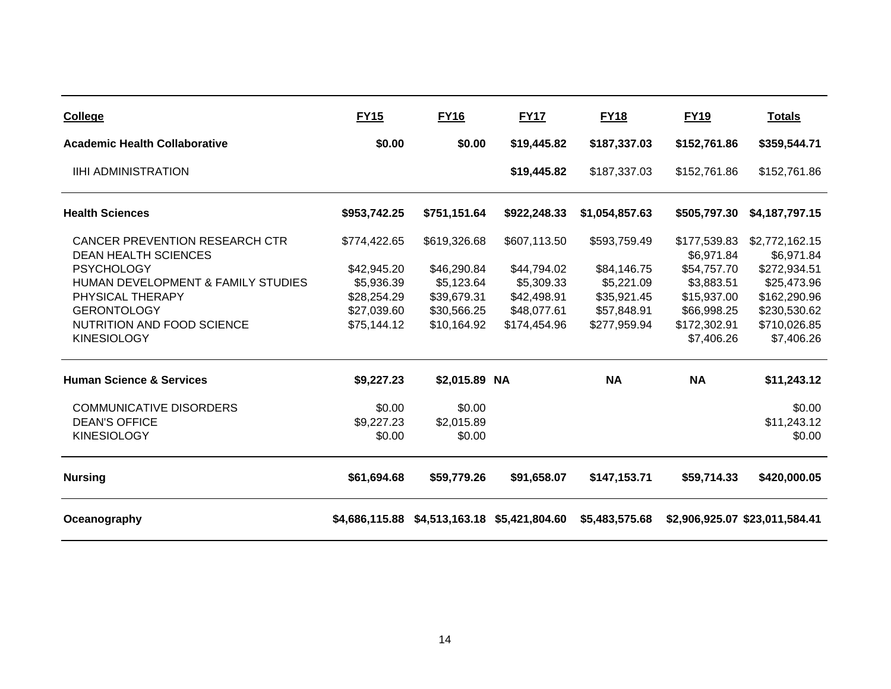| College | FY15 | FY16 | FY17 | FY18 | FY19 | Totals |
|---|---|---|---|---|---|---|
| **Academic Health Collaborative** | **$0.00** | **$0.00** | **$19,445.82** | **$187,337.03** | **$152,761.86** | **$359,544.71** |
| IIHI ADMINISTRATION | | | **$19,445.82** | $187,337.03 | $152,761.86 | $152,761.86 |
| **Health Sciences** | **$953,742.25** | **$751,151.64** | **$922,248.33** | **$1,054,857.63** | **$505,797.30** | **$4,187,797.15** |
| CANCER PREVENTION RESEARCH CTR | $774,422.65 | $619,326.68 | $607,113.50 | $593,759.49 | $177,539.83 | $2,772,162.15 |
| DEAN HEALTH SCIENCES | | | | | $6,971.84 | $6,971.84 |
| PSYCHOLOGY | $42,945.20 | $46,290.84 | $44,794.02 | $84,146.75 | $54,757.70 | $272,934.51 |
| HUMAN DEVELOPMENT & FAMILY STUDIES | $5,936.39 | $5,123.64 | $5,309.33 | $5,221.09 | $3,883.51 | $25,473.96 |
| PHYSICAL THERAPY | $28,254.29 | $39,679.31 | $42,498.91 | $35,921.45 | $15,937.00 | $162,290.96 |
| GERONTOLOGY | $27,039.60 | $30,566.25 | $48,077.61 | $57,848.91 | $66,998.25 | $230,530.62 |
| NUTRITION AND FOOD SCIENCE | $75,144.12 | $10,164.92 | $174,454.96 | $277,959.94 | $172,302.91 | $710,026.85 |
| KINESIOLOGY | | | | | $7,406.26 | $7,406.26 |
| **Human Science & Services** | **$9,227.23** | **$2,015.89** | **NA** | **NA** | **NA** | **$11,243.12** |
| COMMUNICATIVE DISORDERS | $0.00 | $0.00 | | | | $0.00 |
| DEAN'S OFFICE | $9,227.23 | $2,015.89 | | | | $11,243.12 |
| KINESIOLOGY | $0.00 | $0.00 | | | | $0.00 |
| **Nursing** | **$61,694.68** | **$59,779.26** | **$91,658.07** | **$147,153.71** | **$59,714.33** | **$420,000.05** |
| **Oceanography** | **$4,686,115.88** | **$4,513,163.18** | **$5,421,804.60** | **$5,483,575.68** | **$2,906,925.07** | **$23,011,584.41** |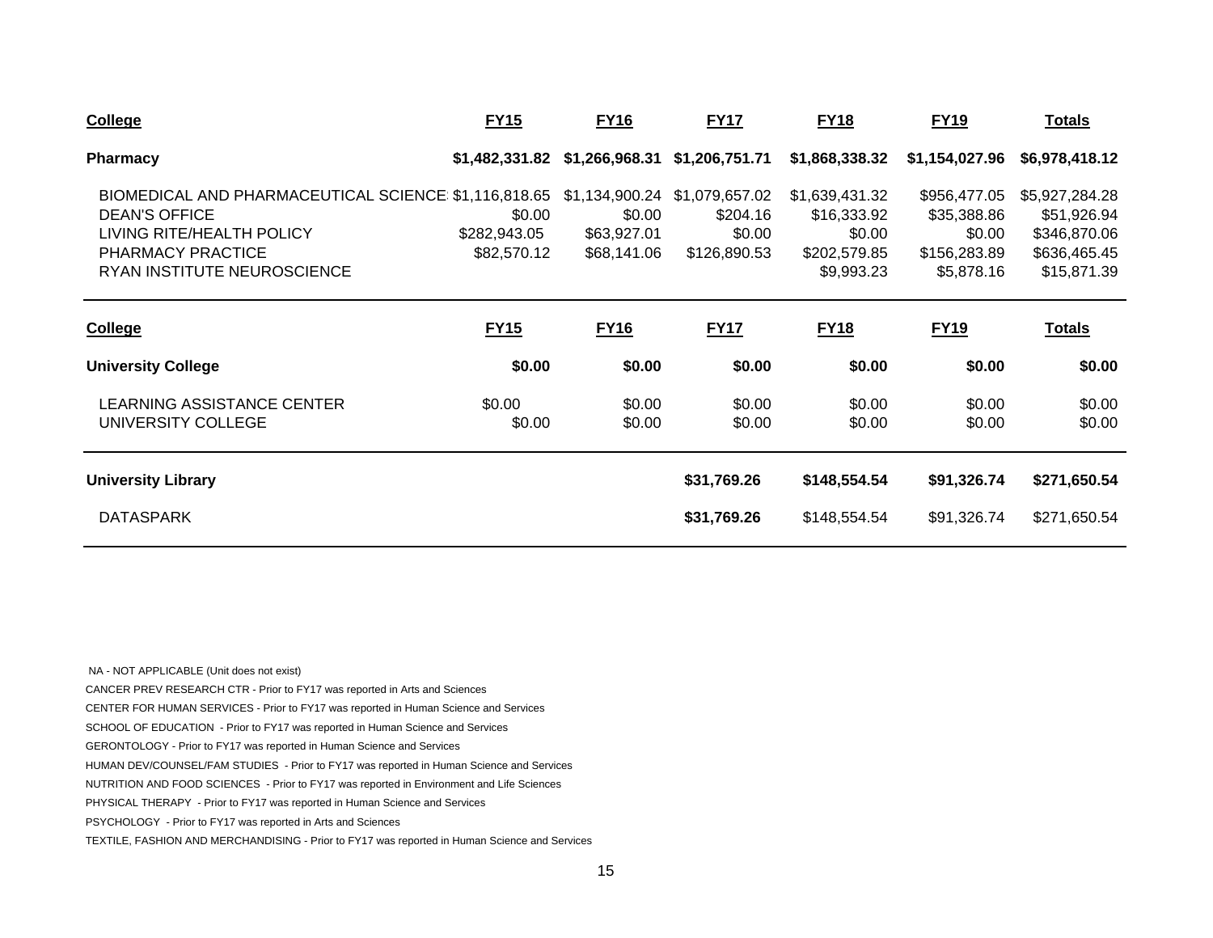| College | FY15 | FY16 | FY17 | FY18 | FY19 | Totals |
|---|---|---|---|---|---|---|
| **Pharmacy** | **$1,482,331.82** | **$1,266,968.31** | **$1,206,751.71** | **$1,868,338.32** | **$1,154,027.96** | **$6,978,418.12** |
| BIOMEDICAL AND PHARMACEUTICAL SCIENCE | $1,116,818.65 | $1,134,900.24 | $1,079,657.02 | $1,639,431.32 | $956,477.05 | $5,927,284.28 |
| DEAN'S OFFICE | $0.00 | $0.00 | $204.16 | $16,333.92 | $35,388.86 | $51,926.94 |
| LIVING RITE/HEALTH POLICY | $282,943.05 | $63,927.01 | $0.00 | $0.00 | $0.00 | $346,870.06 |
| PHARMACY PRACTICE | $82,570.12 | $68,141.06 | $126,890.53 | $202,579.85 | $156,283.89 | $636,465.45 |
| RYAN INSTITUTE NEUROSCIENCE | | | | $9,993.23 | $5,878.16 | $15,871.39 |

| College | FY15 | FY16 | FY17 | FY18 | FY19 | Totals |
|---|---|---|---|---|---|---|
| **University College** | **$0.00** | **$0.00** | **$0.00** | **$0.00** | **$0.00** | **$0.00** |
| LEARNING ASSISTANCE CENTER | $0.00 | $0.00 | $0.00 | $0.00 | $0.00 | $0.00 |
| UNIVERSITY COLLEGE | $0.00 | $0.00 | $0.00 | $0.00 | $0.00 | $0.00 |
| **University Library** | | | **$31,769.26** | **$148,554.54** | **$91,326.74** | **$271,650.54** |
| DATASPARK | | | **$31,769.26** | $148,554.54 | $91,326.74 | $271,650.54 |

NA - NOT APPLICABLE (Unit does not exist)

CANCER PREV RESEARCH CTR - Prior to FY17 was reported in Arts and Sciences

CENTER FOR HUMAN SERVICES - Prior to FY17 was reported in Human Science and Services

SCHOOL OF EDUCATION - Prior to FY17 was reported in Human Science and Services

GERONTOLOGY - Prior to FY17 was reported in Human Science and Services

HUMAN DEV/COUNSEL/FAM STUDIES - Prior to FY17 was reported in Human Science and Services

NUTRITION AND FOOD SCIENCES - Prior to FY17 was reported in Environment and Life Sciences

PHYSICAL THERAPY - Prior to FY17 was reported in Human Science and Services

PSYCHOLOGY - Prior to FY17 was reported in Arts and Sciences

TEXTILE, FASHION AND MERCHANDISING - Prior to FY17 was reported in Human Science and Services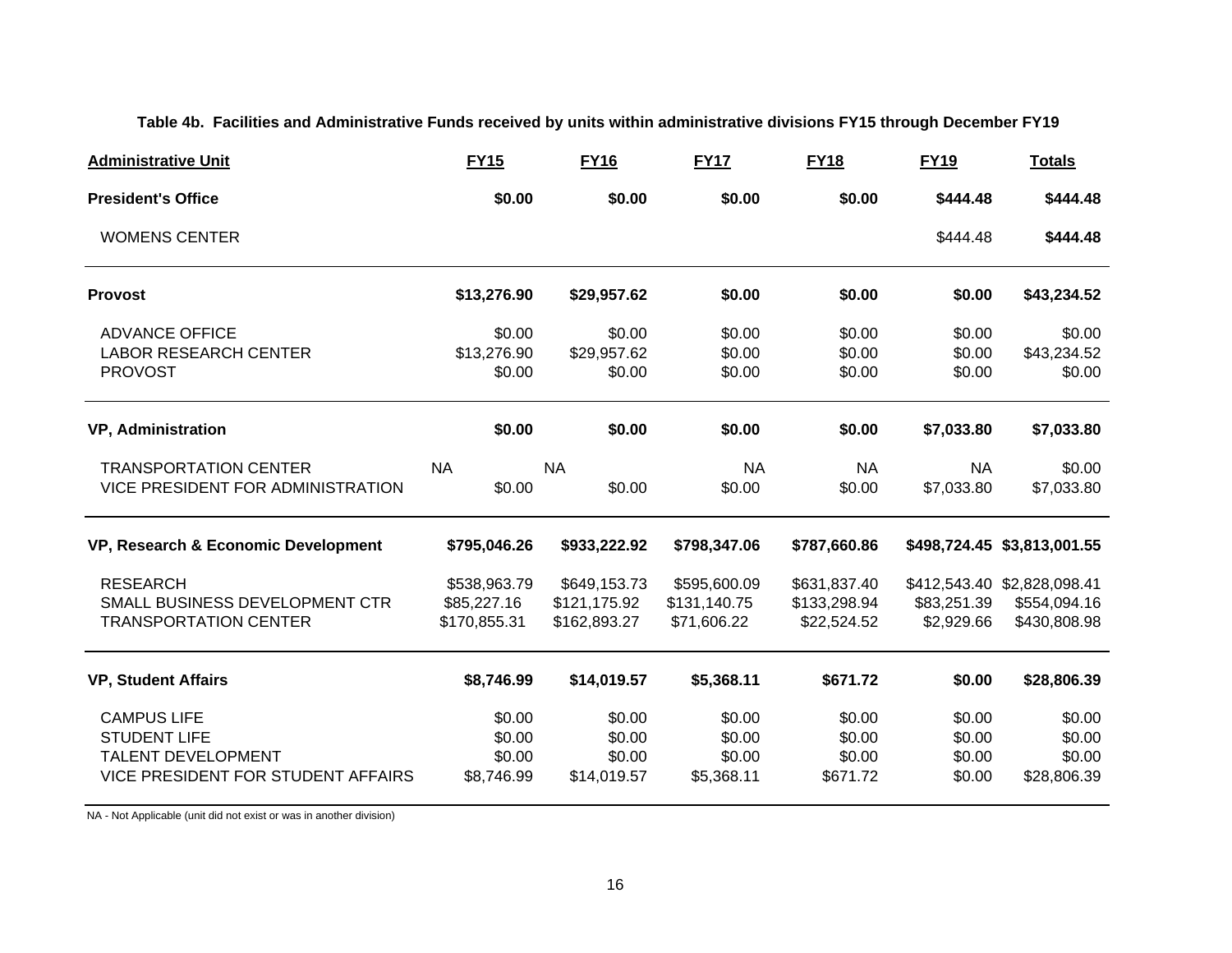**Table 4b. Facilities and Administrative Funds received by units within administrative divisions FY15 through December FY19**

| Administrative Unit | FY15 | FY16 | FY17 | FY18 | FY19 | Totals |
|---|---|---|---|---|---|---|
| **President's Office** | **$0.00** | **$0.00** | **$0.00** | **$0.00** | **$444.48** | **$444.48** |
| WOMENS CENTER | | | | | $444.48 | **$444.48** |
| **Provost** | **$13,276.90** | **$29,957.62** | **$0.00** | **$0.00** | **$0.00** | **$43,234.52** |
| ADVANCE OFFICE | $0.00 | $0.00 | $0.00 | $0.00 | $0.00 | $0.00 |
| LABOR RESEARCH CENTER | $13,276.90 | $29,957.62 | $0.00 | $0.00 | $0.00 | $43,234.52 |
| PROVOST | $0.00 | $0.00 | $0.00 | $0.00 | $0.00 | $0.00 |
| **VP, Administration** | **$0.00** | **$0.00** | **$0.00** | **$0.00** | **$7,033.80** | **$7,033.80** |
| TRANSPORTATION CENTER | NA | NA | NA | NA | NA | $0.00 |
| VICE PRESIDENT FOR ADMINISTRATION | $0.00 | $0.00 | $0.00 | $0.00 | $7,033.80 | $7,033.80 |
| **VP, Research & Economic Development** | **$795,046.26** | **$933,222.92** | **$798,347.06** | **$787,660.86** | **$498,724.45** | **$3,813,001.55** |
| RESEARCH | $538,963.79 | $649,153.73 | $595,600.09 | $631,837.40 | $412,543.40 | $2,828,098.41 |
| SMALL BUSINESS DEVELOPMENT CTR | $85,227.16 | $121,175.92 | $131,140.75 | $133,298.94 | $83,251.39 | $554,094.16 |
| TRANSPORTATION CENTER | $170,855.31 | $162,893.27 | $71,606.22 | $22,524.52 | $2,929.66 | $430,808.98 |
| **VP, Student Affairs** | **$8,746.99** | **$14,019.57** | **$5,368.11** | **$671.72** | **$0.00** | **$28,806.39** |
| CAMPUS LIFE | $0.00 | $0.00 | $0.00 | $0.00 | $0.00 | $0.00 |
| STUDENT LIFE | $0.00 | $0.00 | $0.00 | $0.00 | $0.00 | $0.00 |
| TALENT DEVELOPMENT | $0.00 | $0.00 | $0.00 | $0.00 | $0.00 | $0.00 |
| VICE PRESIDENT FOR STUDENT AFFAIRS | $8,746.99 | $14,019.57 | $5,368.11 | $671.72 | $0.00 | $28,806.39 |

NA - Not Applicable (unit did not exist or was in another division)